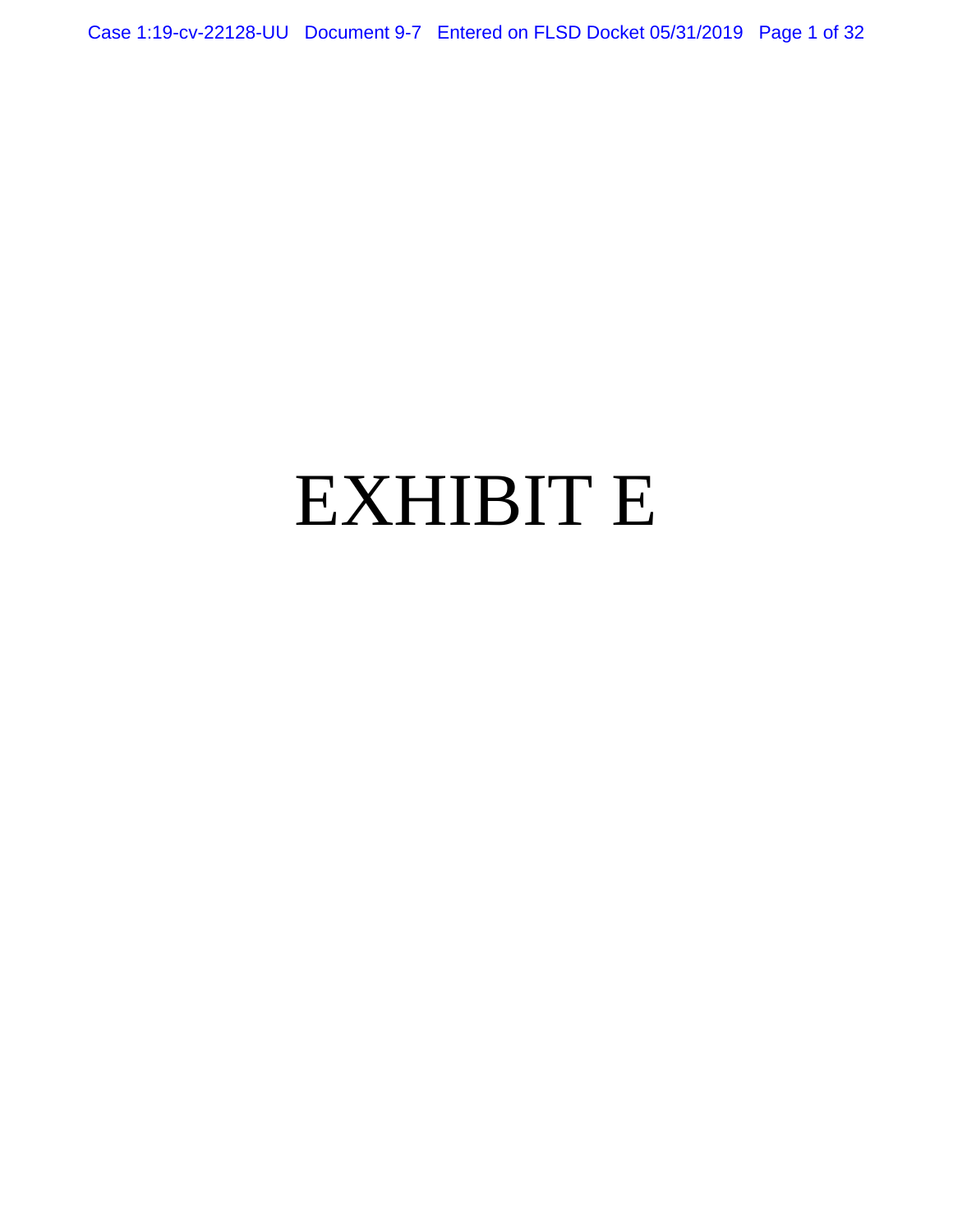# EXHIBIT E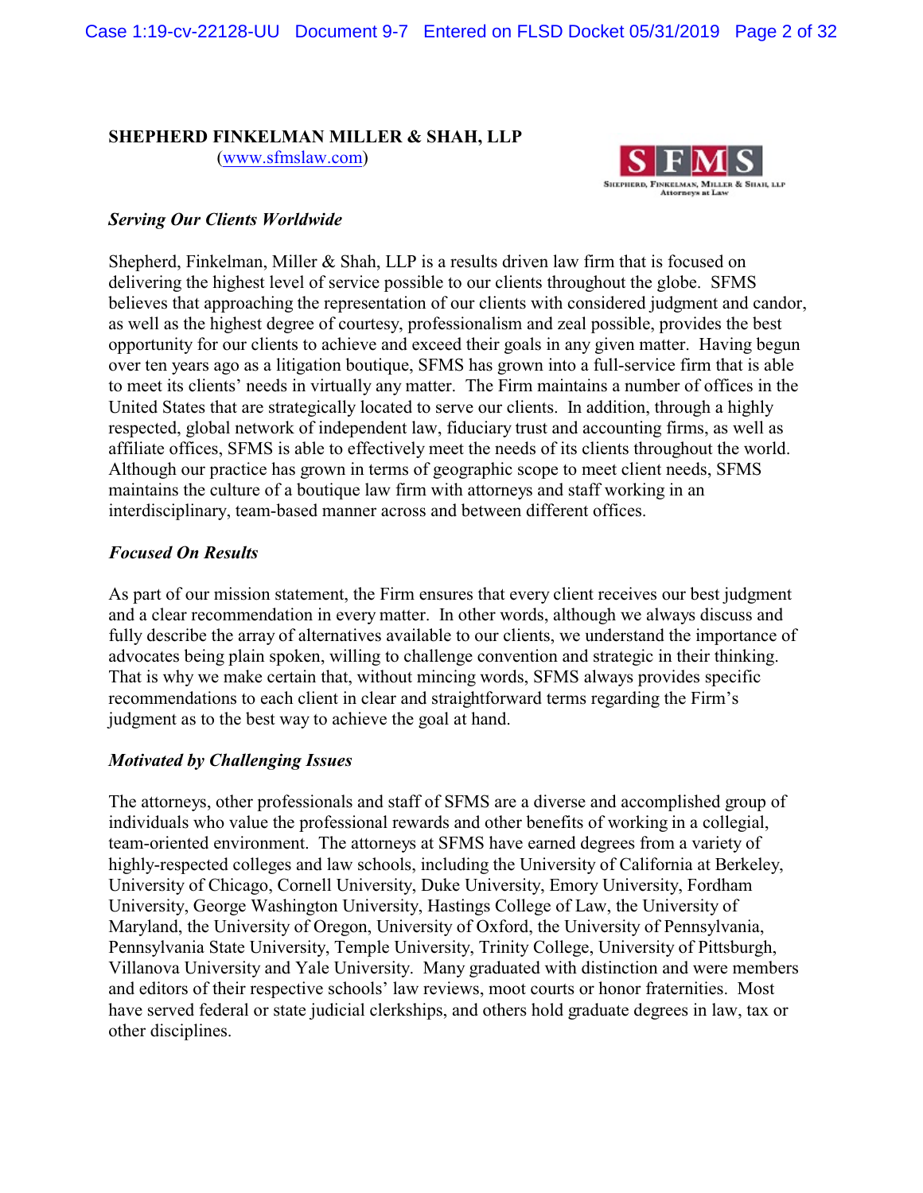**SHEPHERD FINKELMAN MILLER & SHAH, LLP**
(www.sfmslaw.com)

*Serving Our Clients Worldwide*

Shepherd, Finkelman, Miller & Shah, LLP is a results driven law firm that is focused on delivering the highest level of service possible to our clients throughout the globe. SFMS believes that approaching the representation of our clients with considered judgment and candor, as well as the highest degree of courtesy, professionalism and zeal possible, provides the best opportunity for our clients to achieve and exceed their goals in any given matter. Having begun over ten years ago as a litigation boutique, SFMS has grown into a full-service firm that is able to meet its clients' needs in virtually any matter. The Firm maintains a number of offices in the United States that are strategically located to serve our clients. In addition, through a highly respected, global network of independent law, fiduciary trust and accounting firms, as well as affiliate offices, SFMS is able to effectively meet the needs of its clients throughout the world. Although our practice has grown in terms of geographic scope to meet client needs, SFMS maintains the culture of a boutique law firm with attorneys and staff working in an interdisciplinary, team-based manner across and between different offices.

*Focused On Results*

As part of our mission statement, the Firm ensures that every client receives our best judgment and a clear recommendation in every matter. In other words, although we always discuss and fully describe the array of alternatives available to our clients, we understand the importance of advocates being plain spoken, willing to challenge convention and strategic in their thinking. That is why we make certain that, without mincing words, SFMS always provides specific recommendations to each client in clear and straightforward terms regarding the Firm's judgment as to the best way to achieve the goal at hand.

*Motivated by Challenging Issues*

The attorneys, other professionals and staff of SFMS are a diverse and accomplished group of individuals who value the professional rewards and other benefits of working in a collegial, team-oriented environment. The attorneys at SFMS have earned degrees from a variety of highly-respected colleges and law schools, including the University of California at Berkeley, University of Chicago, Cornell University, Duke University, Emory University, Fordham University, George Washington University, Hastings College of Law, the University of Maryland, the University of Oregon, University of Oxford, the University of Pennsylvania, Pennsylvania State University, Temple University, Trinity College, University of Pittsburgh, Villanova University and Yale University. Many graduated with distinction and were members and editors of their respective schools' law reviews, moot courts or honor fraternities. Most have served federal or state judicial clerkships, and others hold graduate degrees in law, tax or other disciplines.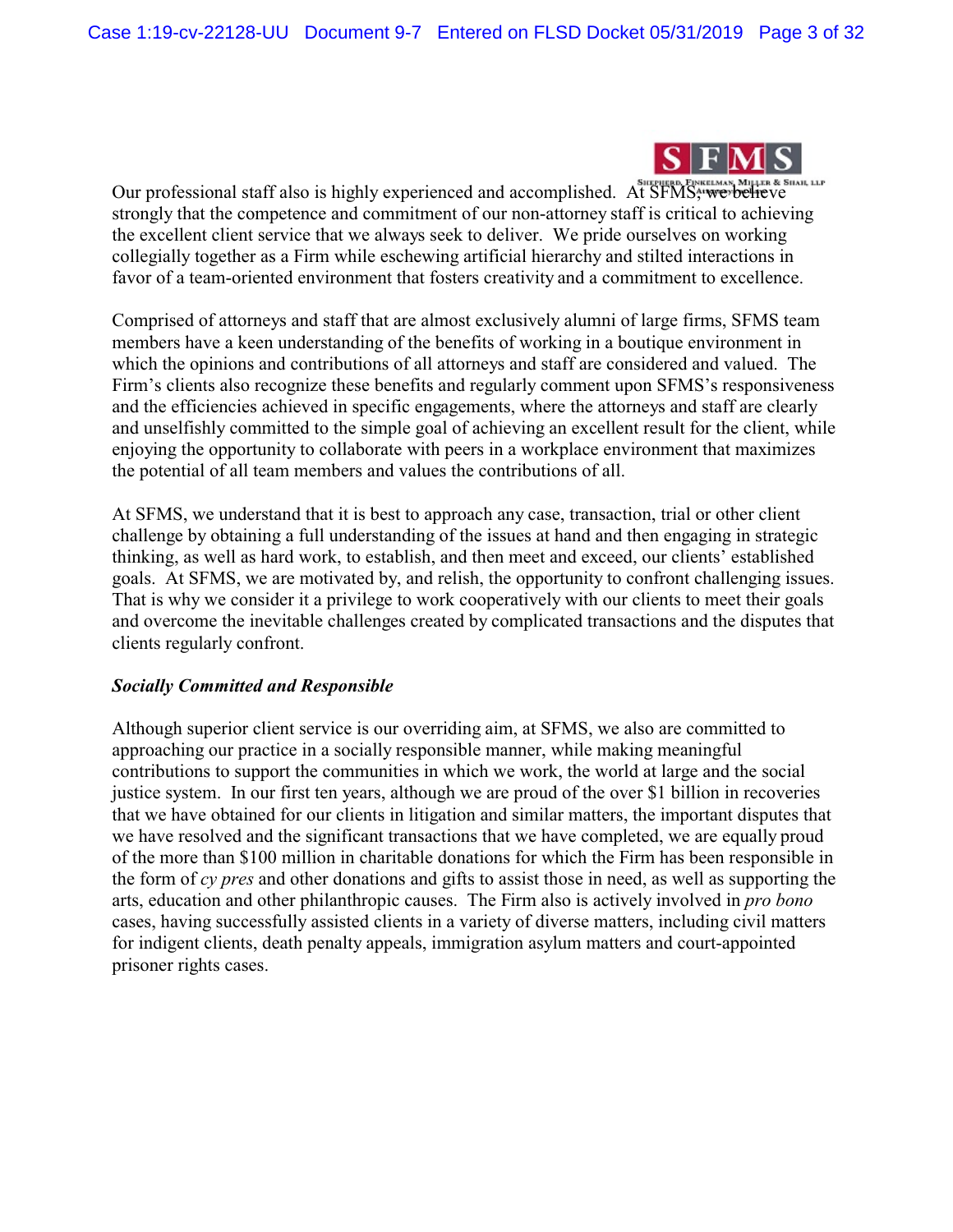Our professional staff also is highly experienced and accomplished. At SFMS, we believe strongly that the competence and commitment of our non-attorney staff is critical to achieving the excellent client service that we always seek to deliver. We pride ourselves on working collegially together as a Firm while eschewing artificial hierarchy and stilted interactions in favor of a team-oriented environment that fosters creativity and a commitment to excellence.

Comprised of attorneys and staff that are almost exclusively alumni of large firms, SFMS team members have a keen understanding of the benefits of working in a boutique environment in which the opinions and contributions of all attorneys and staff are considered and valued. The Firm's clients also recognize these benefits and regularly comment upon SFMS's responsiveness and the efficiencies achieved in specific engagements, where the attorneys and staff are clearly and unselfishly committed to the simple goal of achieving an excellent result for the client, while enjoying the opportunity to collaborate with peers in a workplace environment that maximizes the potential of all team members and values the contributions of all.

At SFMS, we understand that it is best to approach any case, transaction, trial or other client challenge by obtaining a full understanding of the issues at hand and then engaging in strategic thinking, as well as hard work, to establish, and then meet and exceed, our clients' established goals. At SFMS, we are motivated by, and relish, the opportunity to confront challenging issues. That is why we consider it a privilege to work cooperatively with our clients to meet their goals and overcome the inevitable challenges created by complicated transactions and the disputes that clients regularly confront.

***Socially Committed and Responsible***

Although superior client service is our overriding aim, at SFMS, we also are committed to approaching our practice in a socially responsible manner, while making meaningful contributions to support the communities in which we work, the world at large and the social justice system. In our first ten years, although we are proud of the over $1 billion in recoveries that we have obtained for our clients in litigation and similar matters, the important disputes that we have resolved and the significant transactions that we have completed, we are equally proud of the more than $100 million in charitable donations for which the Firm has been responsible in the form of *cy pres* and other donations and gifts to assist those in need, as well as supporting the arts, education and other philanthropic causes. The Firm also is actively involved in *pro bono* cases, having successfully assisted clients in a variety of diverse matters, including civil matters for indigent clients, death penalty appeals, immigration asylum matters and court-appointed prisoner rights cases.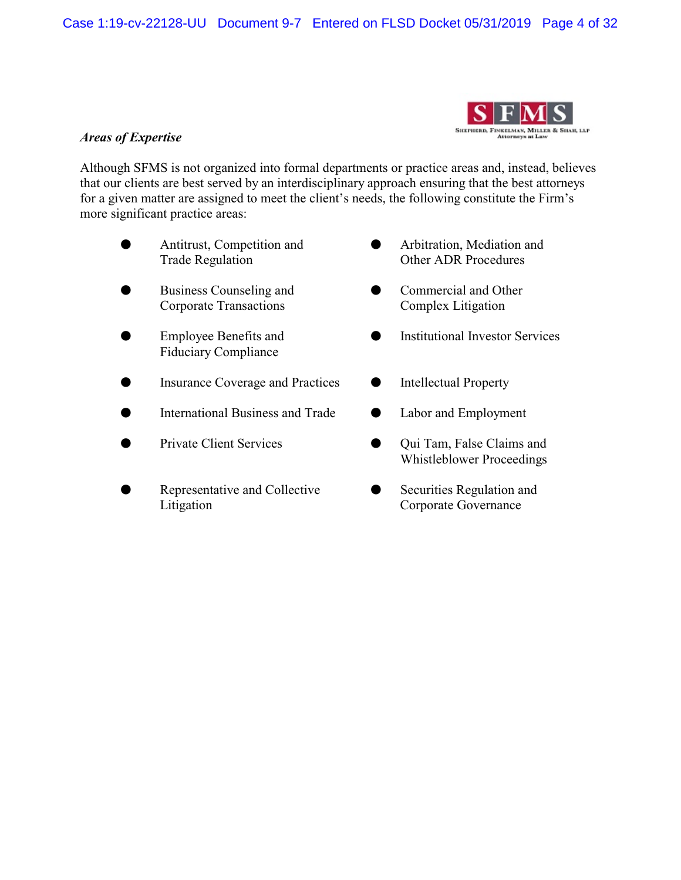SFMS
SHEPHERD, FINKELMAN, MILLER & SHAH, LLP
Attorneys at Law

***Areas of Expertise***

Although SFMS is not organized into formal departments or practice areas and, instead, believes that our clients are best served by an interdisciplinary approach ensuring that the best attorneys for a given matter are assigned to meet the client's needs, the following constitute the Firm's more significant practice areas:

- Antitrust, Competition and Trade Regulation
- Arbitration, Mediation and Other ADR Procedures
- Business Counseling and Corporate Transactions
- Commercial and Other Complex Litigation
- Employee Benefits and Fiduciary Compliance
- Institutional Investor Services
- Insurance Coverage and Practices
- Intellectual Property
- International Business and Trade
- Labor and Employment
- Private Client Services
- Qui Tam, False Claims and Whistleblower Proceedings
- Representative and Collective Litigation
- Securities Regulation and Corporate Governance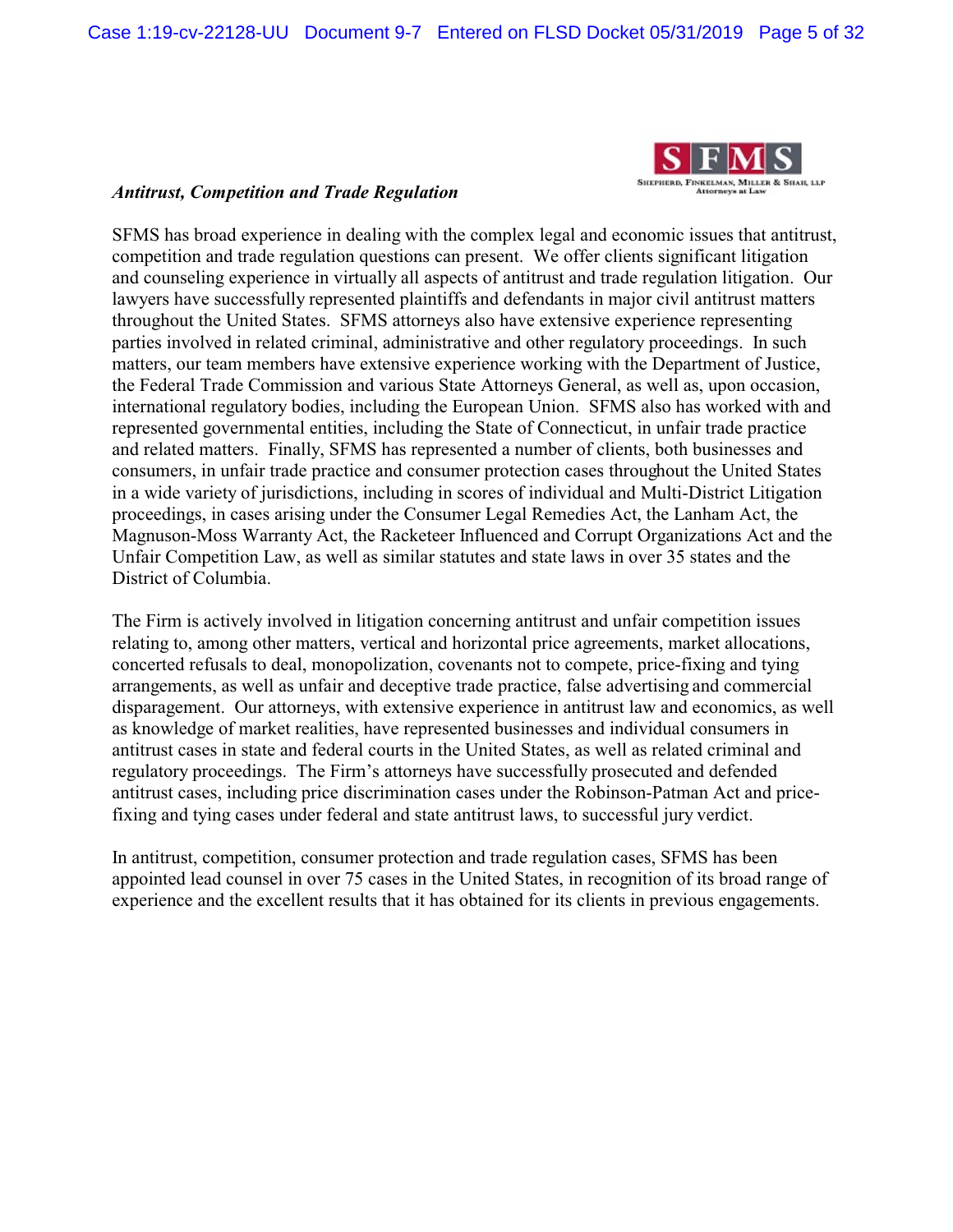***Antitrust, Competition and Trade Regulation***

SFMS has broad experience in dealing with the complex legal and economic issues that antitrust, competition and trade regulation questions can present. We offer clients significant litigation and counseling experience in virtually all aspects of antitrust and trade regulation litigation. Our lawyers have successfully represented plaintiffs and defendants in major civil antitrust matters throughout the United States. SFMS attorneys also have extensive experience representing parties involved in related criminal, administrative and other regulatory proceedings. In such matters, our team members have extensive experience working with the Department of Justice, the Federal Trade Commission and various State Attorneys General, as well as, upon occasion, international regulatory bodies, including the European Union. SFMS also has worked with and represented governmental entities, including the State of Connecticut, in unfair trade practice and related matters. Finally, SFMS has represented a number of clients, both businesses and consumers, in unfair trade practice and consumer protection cases throughout the United States in a wide variety of jurisdictions, including in scores of individual and Multi-District Litigation proceedings, in cases arising under the Consumer Legal Remedies Act, the Lanham Act, the Magnuson-Moss Warranty Act, the Racketeer Influenced and Corrupt Organizations Act and the Unfair Competition Law, as well as similar statutes and state laws in over 35 states and the District of Columbia.

The Firm is actively involved in litigation concerning antitrust and unfair competition issues relating to, among other matters, vertical and horizontal price agreements, market allocations, concerted refusals to deal, monopolization, covenants not to compete, price-fixing and tying arrangements, as well as unfair and deceptive trade practice, false advertising and commercial disparagement. Our attorneys, with extensive experience in antitrust law and economics, as well as knowledge of market realities, have represented businesses and individual consumers in antitrust cases in state and federal courts in the United States, as well as related criminal and regulatory proceedings. The Firm's attorneys have successfully prosecuted and defended antitrust cases, including price discrimination cases under the Robinson-Patman Act and price-fixing and tying cases under federal and state antitrust laws, to successful jury verdict.

In antitrust, competition, consumer protection and trade regulation cases, SFMS has been appointed lead counsel in over 75 cases in the United States, in recognition of its broad range of experience and the excellent results that it has obtained for its clients in previous engagements.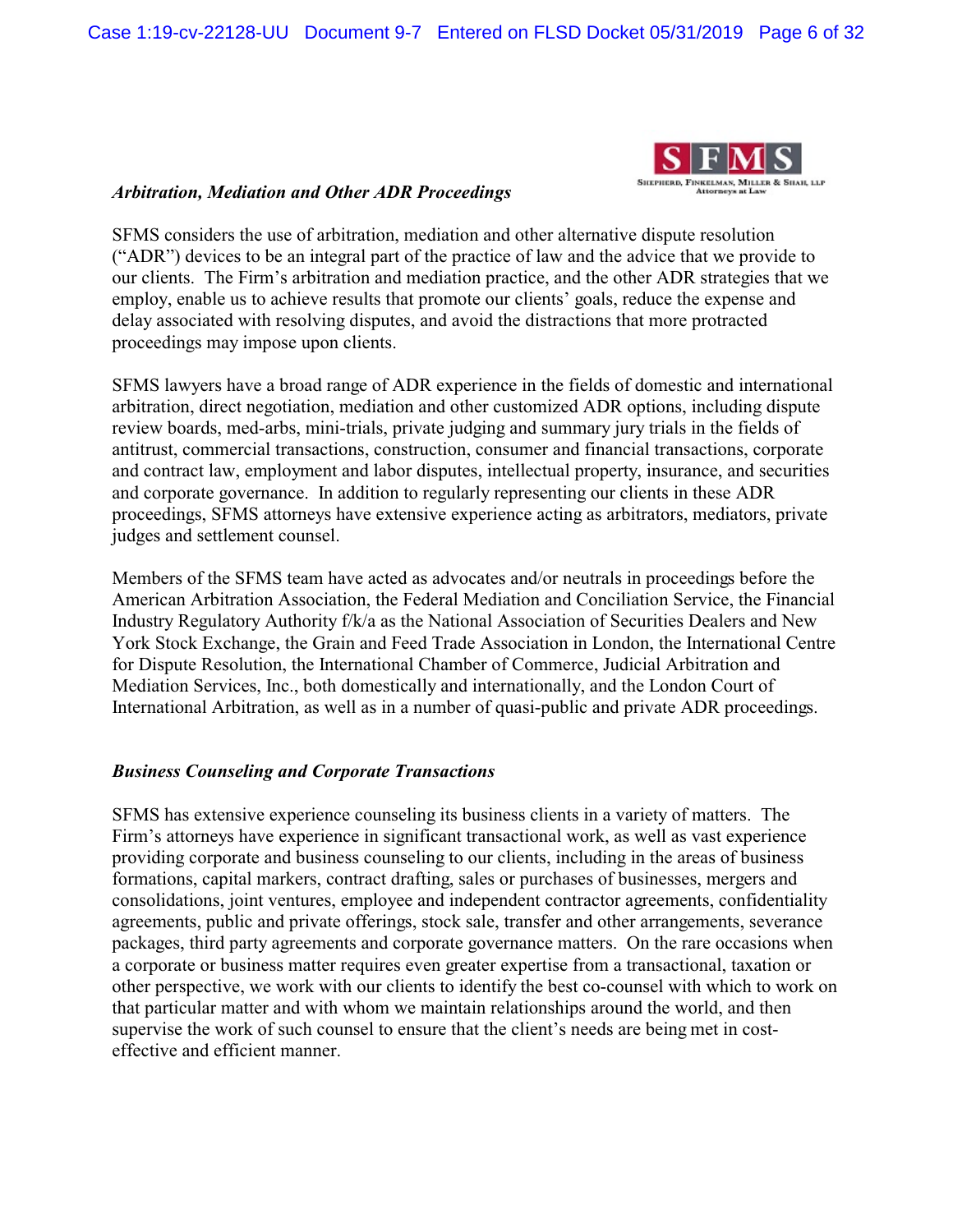### *Arbitration, Mediation and Other ADR Proceedings*

SFMS considers the use of arbitration, mediation and other alternative dispute resolution ("ADR") devices to be an integral part of the practice of law and the advice that we provide to our clients. The Firm's arbitration and mediation practice, and the other ADR strategies that we employ, enable us to achieve results that promote our clients' goals, reduce the expense and delay associated with resolving disputes, and avoid the distractions that more protracted proceedings may impose upon clients.

SFMS lawyers have a broad range of ADR experience in the fields of domestic and international arbitration, direct negotiation, mediation and other customized ADR options, including dispute review boards, med-arbs, mini-trials, private judging and summary jury trials in the fields of antitrust, commercial transactions, construction, consumer and financial transactions, corporate and contract law, employment and labor disputes, intellectual property, insurance, and securities and corporate governance. In addition to regularly representing our clients in these ADR proceedings, SFMS attorneys have extensive experience acting as arbitrators, mediators, private judges and settlement counsel.

Members of the SFMS team have acted as advocates and/or neutrals in proceedings before the American Arbitration Association, the Federal Mediation and Conciliation Service, the Financial Industry Regulatory Authority f/k/a as the National Association of Securities Dealers and New York Stock Exchange, the Grain and Feed Trade Association in London, the International Centre for Dispute Resolution, the International Chamber of Commerce, Judicial Arbitration and Mediation Services, Inc., both domestically and internationally, and the London Court of International Arbitration, as well as in a number of quasi-public and private ADR proceedings.

### *Business Counseling and Corporate Transactions*

SFMS has extensive experience counseling its business clients in a variety of matters. The Firm's attorneys have experience in significant transactional work, as well as vast experience providing corporate and business counseling to our clients, including in the areas of business formations, capital markets, contract drafting, sales or purchases of businesses, mergers and consolidations, joint ventures, employee and independent contractor agreements, confidentiality agreements, public and private offerings, stock sale, transfer and other arrangements, severance packages, third party agreements and corporate governance matters. On the rare occasions when a corporate or business matter requires even greater expertise from a transactional, taxation or other perspective, we work with our clients to identify the best co-counsel with which to work on that particular matter and with whom we maintain relationships around the world, and then supervise the work of such counsel to ensure that the client's needs are being met in cost-effective and efficient manner.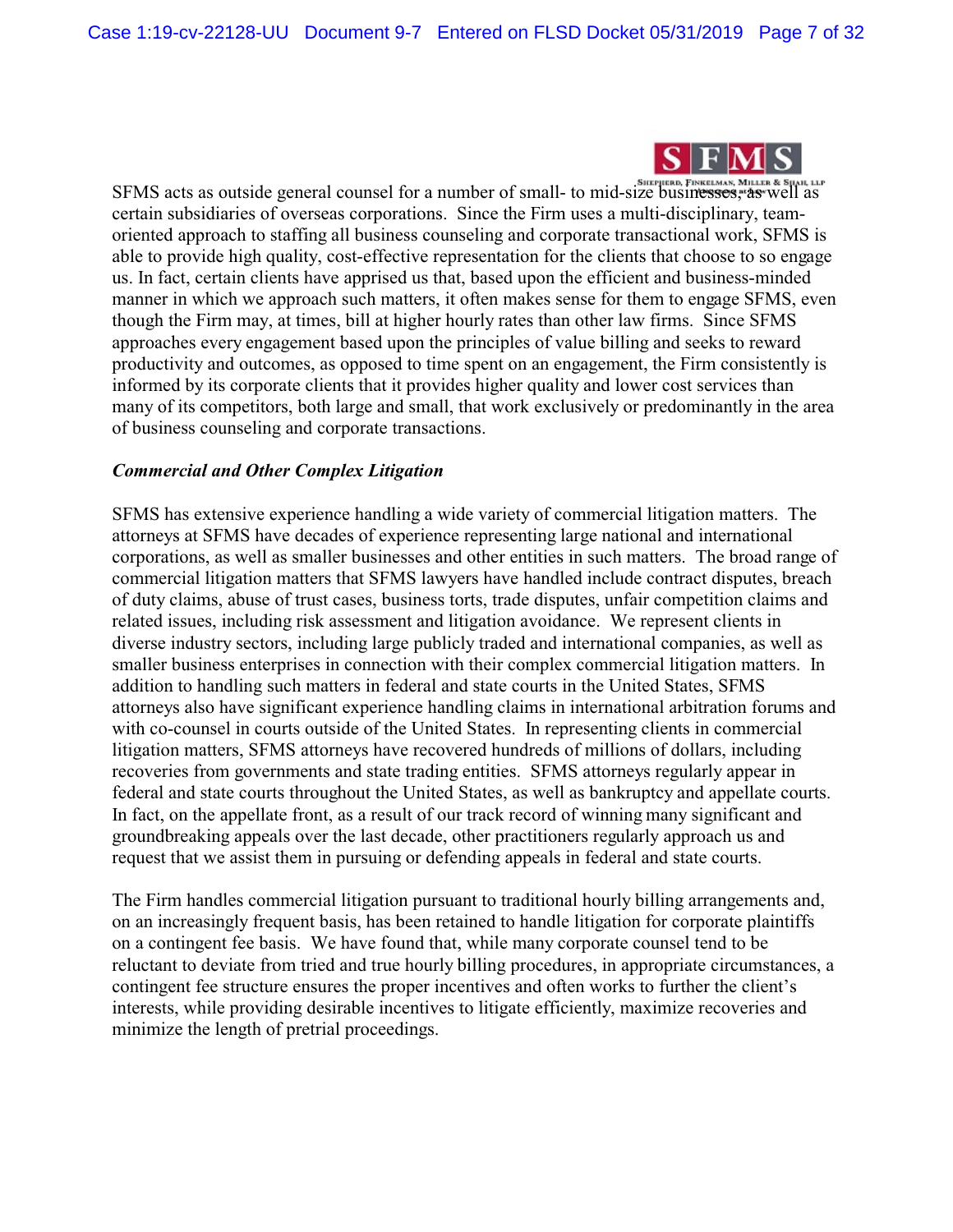SFMS acts as outside general counsel for a number of small- to mid-size businesses, as well as certain subsidiaries of overseas corporations. Since the Firm uses a multi-disciplinary, team-oriented approach to staffing all business counseling and corporate transactional work, SFMS is able to provide high quality, cost-effective representation for the clients that choose to so engage us. In fact, certain clients have apprised us that, based upon the efficient and business-minded manner in which we approach such matters, it often makes sense for them to engage SFMS, even though the Firm may, at times, bill at higher hourly rates than other law firms. Since SFMS approaches every engagement based upon the principles of value billing and seeks to reward productivity and outcomes, as opposed to time spent on an engagement, the Firm consistently is informed by its corporate clients that it provides higher quality and lower cost services than many of its competitors, both large and small, that work exclusively or predominantly in the area of business counseling and corporate transactions.

***Commercial and Other Complex Litigation***

SFMS has extensive experience handling a wide variety of commercial litigation matters. The attorneys at SFMS have decades of experience representing large national and international corporations, as well as smaller businesses and other entities in such matters. The broad range of commercial litigation matters that SFMS lawyers have handled include contract disputes, breach of duty claims, abuse of trust cases, business torts, trade disputes, unfair competition claims and related issues, including risk assessment and litigation avoidance. We represent clients in diverse industry sectors, including large publicly traded and international companies, as well as smaller business enterprises in connection with their complex commercial litigation matters. In addition to handling such matters in federal and state courts in the United States, SFMS attorneys also have significant experience handling claims in international arbitration forums and with co-counsel in courts outside of the United States. In representing clients in commercial litigation matters, SFMS attorneys have recovered hundreds of millions of dollars, including recoveries from governments and state trading entities. SFMS attorneys regularly appear in federal and state courts throughout the United States, as well as bankruptcy and appellate courts. In fact, on the appellate front, as a result of our track record of winning many significant and groundbreaking appeals over the last decade, other practitioners regularly approach us and request that we assist them in pursuing or defending appeals in federal and state courts.

The Firm handles commercial litigation pursuant to traditional hourly billing arrangements and, on an increasingly frequent basis, has been retained to handle litigation for corporate plaintiffs on a contingent fee basis. We have found that, while many corporate counsel tend to be reluctant to deviate from tried and true hourly billing procedures, in appropriate circumstances, a contingent fee structure ensures the proper incentives and often works to further the client's interests, while providing desirable incentives to litigate efficiently, maximize recoveries and minimize the length of pretrial proceedings.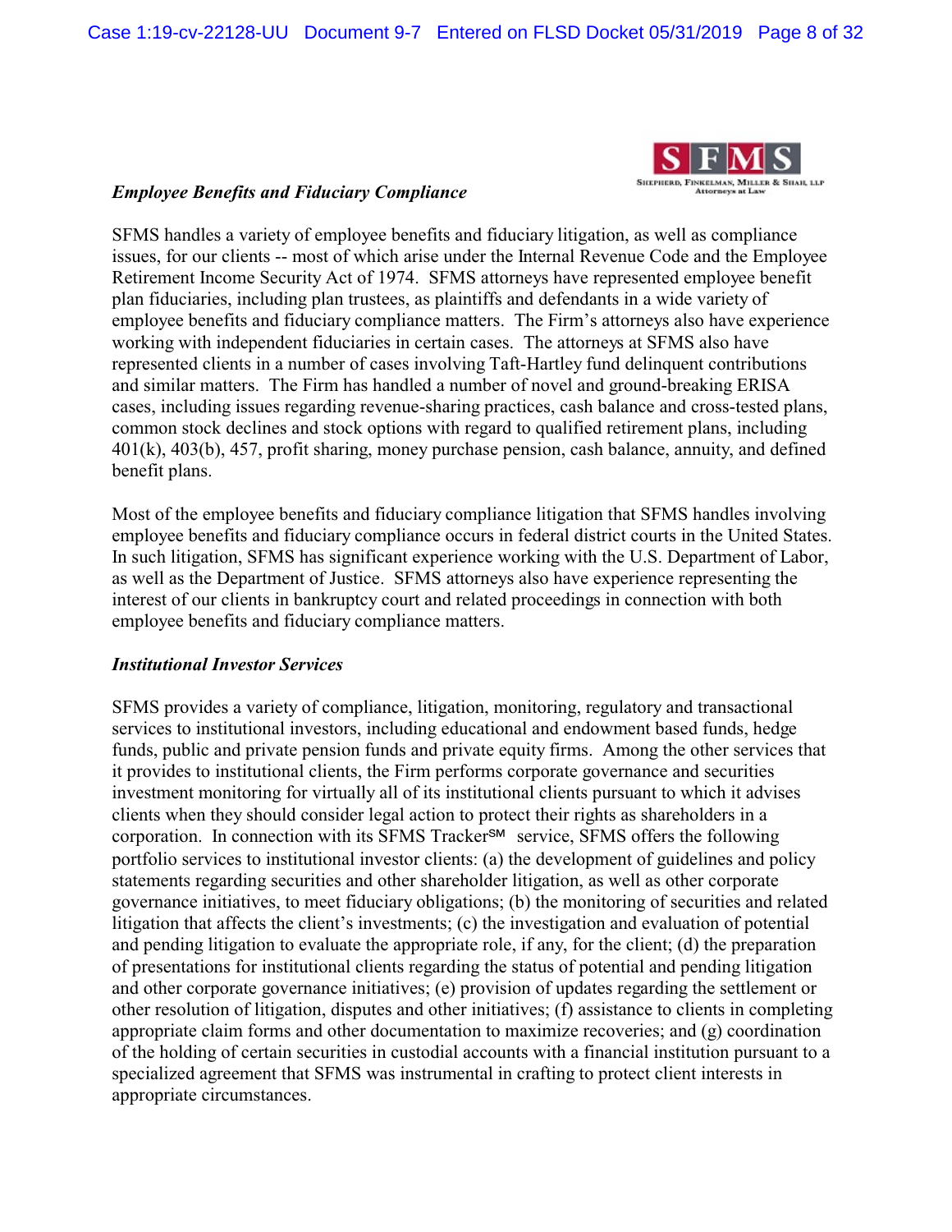### *Employee Benefits and Fiduciary Compliance*

SFMS handles a variety of employee benefits and fiduciary litigation, as well as compliance issues, for our clients -- most of which arise under the Internal Revenue Code and the Employee Retirement Income Security Act of 1974. SFMS attorneys have represented employee benefit plan fiduciaries, including plan trustees, as plaintiffs and defendants in a wide variety of employee benefits and fiduciary compliance matters. The Firm's attorneys also have experience working with independent fiduciaries in certain cases. The attorneys at SFMS also have represented clients in a number of cases involving Taft-Hartley fund delinquent contributions and similar matters. The Firm has handled a number of novel and ground-breaking ERISA cases, including issues regarding revenue-sharing practices, cash balance and cross-tested plans, common stock declines and stock options with regard to qualified retirement plans, including 401(k), 403(b), 457, profit sharing, money purchase pension, cash balance, annuity, and defined benefit plans.

Most of the employee benefits and fiduciary compliance litigation that SFMS handles involving employee benefits and fiduciary compliance occurs in federal district courts in the United States. In such litigation, SFMS has significant experience working with the U.S. Department of Labor, as well as the Department of Justice. SFMS attorneys also have experience representing the interest of our clients in bankruptcy court and related proceedings in connection with both employee benefits and fiduciary compliance matters.

### *Institutional Investor Services*

SFMS provides a variety of compliance, litigation, monitoring, regulatory and transactional services to institutional investors, including educational and endowment based funds, hedge funds, public and private pension funds and private equity firms. Among the other services that it provides to institutional clients, the Firm performs corporate governance and securities investment monitoring for virtually all of its institutional clients pursuant to which it advises clients when they should consider legal action to protect their rights as shareholders in a corporation. In connection with its SFMS Tracker℠ service, SFMS offers the following portfolio services to institutional investor clients: (a) the development of guidelines and policy statements regarding securities and other shareholder litigation, as well as other corporate governance initiatives, to meet fiduciary obligations; (b) the monitoring of securities and related litigation that affects the client's investments; (c) the investigation and evaluation of potential and pending litigation to evaluate the appropriate role, if any, for the client; (d) the preparation of presentations for institutional clients regarding the status of potential and pending litigation and other corporate governance initiatives; (e) provision of updates regarding the settlement or other resolution of litigation, disputes and other initiatives; (f) assistance to clients in completing appropriate claim forms and other documentation to maximize recoveries; and (g) coordination of the holding of certain securities in custodial accounts with a financial institution pursuant to a specialized agreement that SFMS was instrumental in crafting to protect client interests in appropriate circumstances.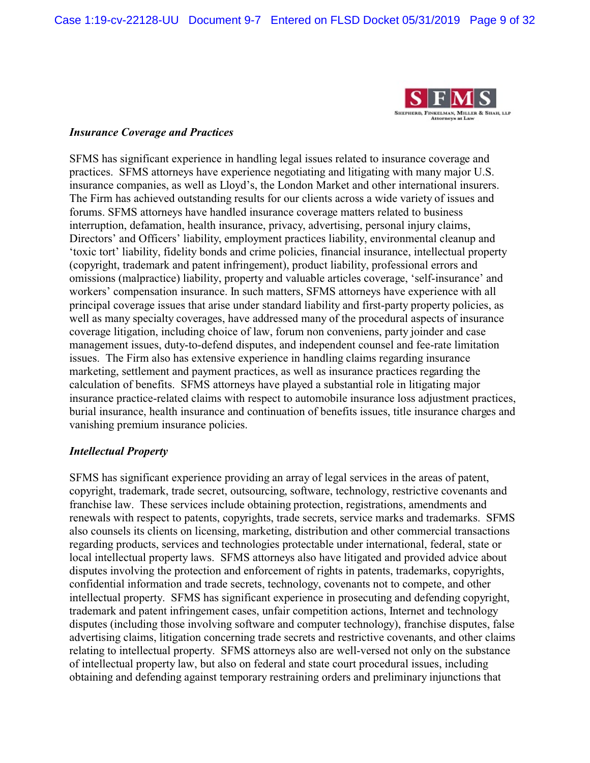### *Insurance Coverage and Practices*

SFMS has significant experience in handling legal issues related to insurance coverage and practices. SFMS attorneys have experience negotiating and litigating with many major U.S. insurance companies, as well as Lloyd's, the London Market and other international insurers. The Firm has achieved outstanding results for our clients across a wide variety of issues and forums. SFMS attorneys have handled insurance coverage matters related to business interruption, defamation, health insurance, privacy, advertising, personal injury claims, Directors' and Officers' liability, employment practices liability, environmental cleanup and 'toxic tort' liability, fidelity bonds and crime policies, financial insurance, intellectual property (copyright, trademark and patent infringement), product liability, professional errors and omissions (malpractice) liability, property and valuable articles coverage, 'self-insurance' and workers' compensation insurance. In such matters, SFMS attorneys have experience with all principal coverage issues that arise under standard liability and first-party property policies, as well as many specialty coverages, have addressed many of the procedural aspects of insurance coverage litigation, including choice of law, forum non conveniens, party joinder and case management issues, duty-to-defend disputes, and independent counsel and fee-rate limitation issues. The Firm also has extensive experience in handling claims regarding insurance marketing, settlement and payment practices, as well as insurance practices regarding the calculation of benefits. SFMS attorneys have played a substantial role in litigating major insurance practice-related claims with respect to automobile insurance loss adjustment practices, burial insurance, health insurance and continuation of benefits issues, title insurance charges and vanishing premium insurance policies.

### *Intellectual Property*

SFMS has significant experience providing an array of legal services in the areas of patent, copyright, trademark, trade secret, outsourcing, software, technology, restrictive covenants and franchise law. These services include obtaining protection, registrations, amendments and renewals with respect to patents, copyrights, trade secrets, service marks and trademarks. SFMS also counsels its clients on licensing, marketing, distribution and other commercial transactions regarding products, services and technologies protectable under international, federal, state or local intellectual property laws. SFMS attorneys also have litigated and provided advice about disputes involving the protection and enforcement of rights in patents, trademarks, copyrights, confidential information and trade secrets, technology, covenants not to compete, and other intellectual property. SFMS has significant experience in prosecuting and defending copyright, trademark and patent infringement cases, unfair competition actions, Internet and technology disputes (including those involving software and computer technology), franchise disputes, false advertising claims, litigation concerning trade secrets and restrictive covenants, and other claims relating to intellectual property. SFMS attorneys also are well-versed not only on the substance of intellectual property law, but also on federal and state court procedural issues, including obtaining and defending against temporary restraining orders and preliminary injunctions that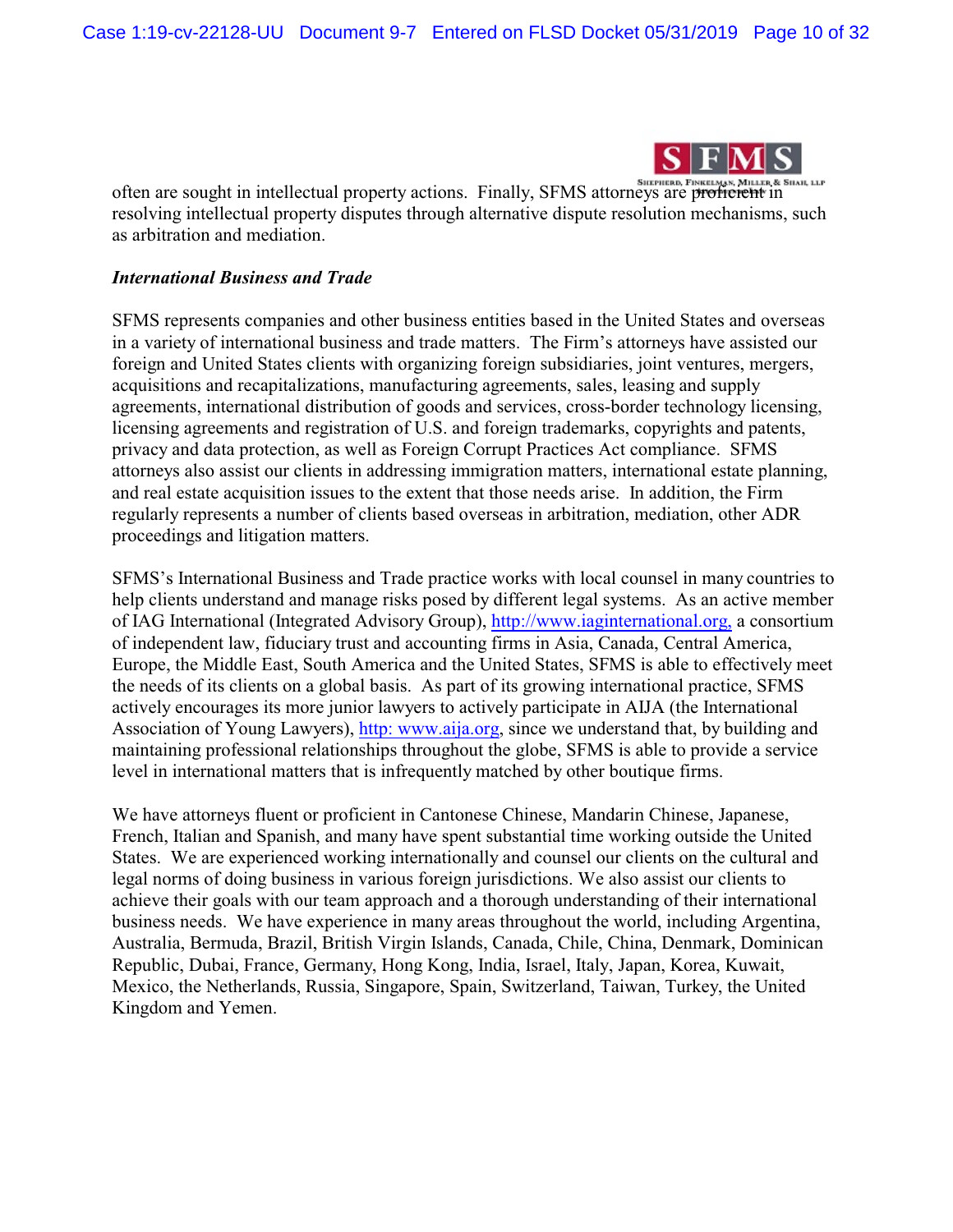often are sought in intellectual property actions. Finally, SFMS attorneys are proficient in resolving intellectual property disputes through alternative dispute resolution mechanisms, such as arbitration and mediation.

***International Business and Trade***

SFMS represents companies and other business entities based in the United States and overseas in a variety of international business and trade matters. The Firm's attorneys have assisted our foreign and United States clients with organizing foreign subsidiaries, joint ventures, mergers, acquisitions and recapitalizations, manufacturing agreements, sales, leasing and supply agreements, international distribution of goods and services, cross-border technology licensing, licensing agreements and registration of U.S. and foreign trademarks, copyrights and patents, privacy and data protection, as well as Foreign Corrupt Practices Act compliance. SFMS attorneys also assist our clients in addressing immigration matters, international estate planning, and real estate acquisition issues to the extent that those needs arise. In addition, the Firm regularly represents a number of clients based overseas in arbitration, mediation, other ADR proceedings and litigation matters.

SFMS's International Business and Trade practice works with local counsel in many countries to help clients understand and manage risks posed by different legal systems. As an active member of IAG International (Integrated Advisory Group), http://www.iaginternational.org, a consortium of independent law, fiduciary trust and accounting firms in Asia, Canada, Central America, Europe, the Middle East, South America and the United States, SFMS is able to effectively meet the needs of its clients on a global basis. As part of its growing international practice, SFMS actively encourages its more junior lawyers to actively participate in AIJA (the International Association of Young Lawyers), http: www.aija.org, since we understand that, by building and maintaining professional relationships throughout the globe, SFMS is able to provide a service level in international matters that is infrequently matched by other boutique firms.

We have attorneys fluent or proficient in Cantonese Chinese, Mandarin Chinese, Japanese, French, Italian and Spanish, and many have spent substantial time working outside the United States. We are experienced working internationally and counsel our clients on the cultural and legal norms of doing business in various foreign jurisdictions. We also assist our clients to achieve their goals with our team approach and a thorough understanding of their international business needs. We have experience in many areas throughout the world, including Argentina, Australia, Bermuda, Brazil, British Virgin Islands, Canada, Chile, China, Denmark, Dominican Republic, Dubai, France, Germany, Hong Kong, India, Israel, Italy, Japan, Korea, Kuwait, Mexico, the Netherlands, Russia, Singapore, Spain, Switzerland, Taiwan, Turkey, the United Kingdom and Yemen.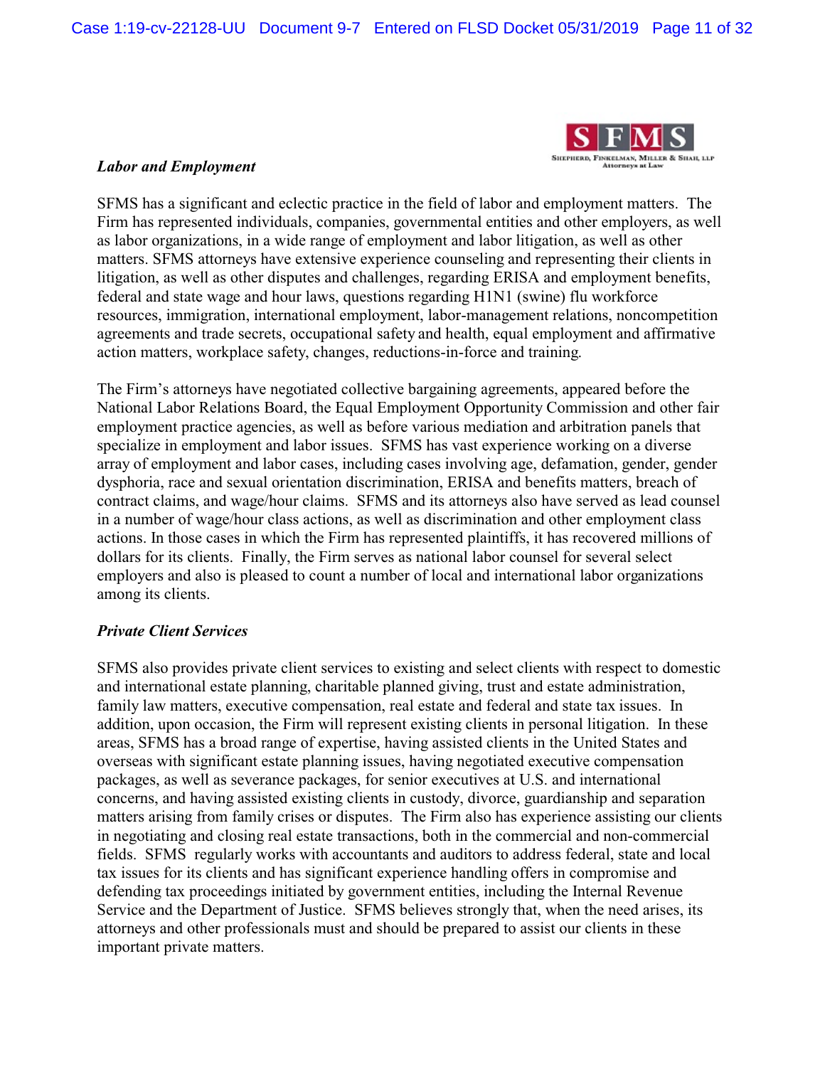### *Labor and Employment*

SFMS has a significant and eclectic practice in the field of labor and employment matters. The Firm has represented individuals, companies, governmental entities and other employers, as well as labor organizations, in a wide range of employment and labor litigation, as well as other matters. SFMS attorneys have extensive experience counseling and representing their clients in litigation, as well as other disputes and challenges, regarding ERISA and employment benefits, federal and state wage and hour laws, questions regarding H1N1 (swine) flu workforce resources, immigration, international employment, labor-management relations, noncompetition agreements and trade secrets, occupational safety and health, equal employment and affirmative action matters, workplace safety, changes, reductions-in-force and training.

The Firm's attorneys have negotiated collective bargaining agreements, appeared before the National Labor Relations Board, the Equal Employment Opportunity Commission and other fair employment practice agencies, as well as before various mediation and arbitration panels that specialize in employment and labor issues. SFMS has vast experience working on a diverse array of employment and labor cases, including cases involving age, defamation, gender, gender dysphoria, race and sexual orientation discrimination, ERISA and benefits matters, breach of contract claims, and wage/hour claims. SFMS and its attorneys also have served as lead counsel in a number of wage/hour class actions, as well as discrimination and other employment class actions. In those cases in which the Firm has represented plaintiffs, it has recovered millions of dollars for its clients. Finally, the Firm serves as national labor counsel for several select employers and also is pleased to count a number of local and international labor organizations among its clients.

### *Private Client Services*

SFMS also provides private client services to existing and select clients with respect to domestic and international estate planning, charitable planned giving, trust and estate administration, family law matters, executive compensation, real estate and federal and state tax issues. In addition, upon occasion, the Firm will represent existing clients in personal litigation. In these areas, SFMS has a broad range of expertise, having assisted clients in the United States and overseas with significant estate planning issues, having negotiated executive compensation packages, as well as severance packages, for senior executives at U.S. and international concerns, and having assisted existing clients in custody, divorce, guardianship and separation matters arising from family crises or disputes. The Firm also has experience assisting our clients in negotiating and closing real estate transactions, both in the commercial and non-commercial fields. SFMS regularly works with accountants and auditors to address federal, state and local tax issues for its clients and has significant experience handling offers in compromise and defending tax proceedings initiated by government entities, including the Internal Revenue Service and the Department of Justice. SFMS believes strongly that, when the need arises, its attorneys and other professionals must and should be prepared to assist our clients in these important private matters.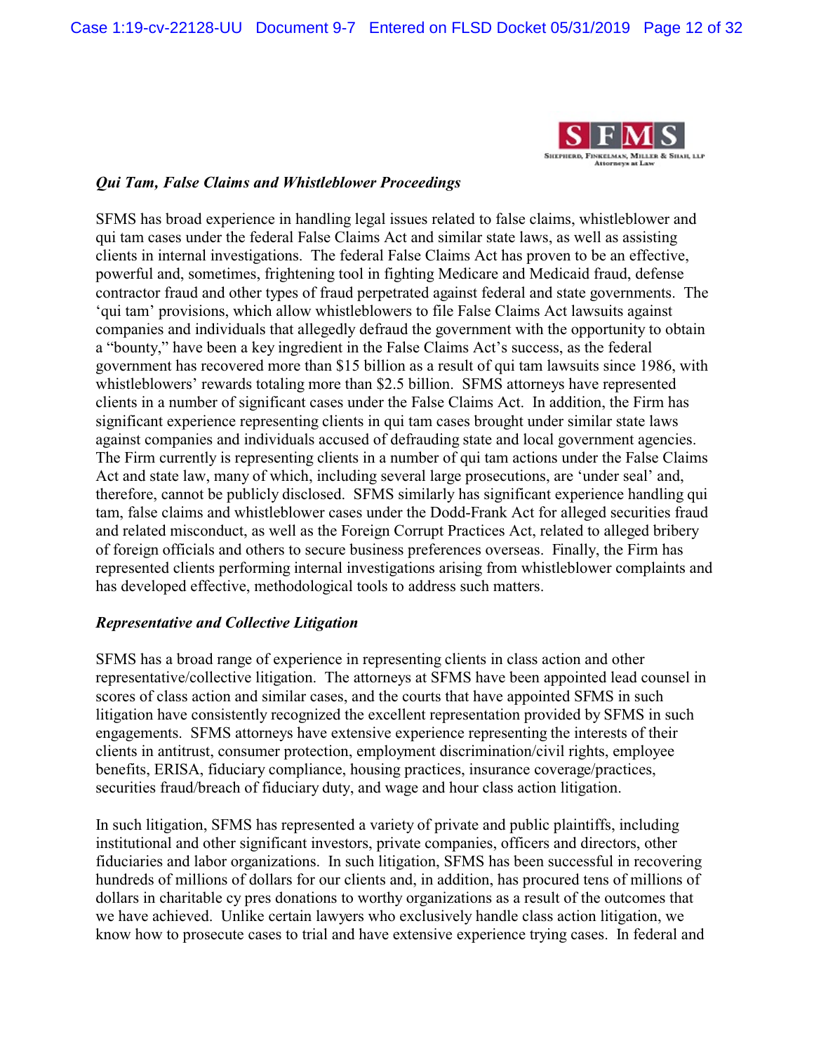### *Qui Tam, False Claims and Whistleblower Proceedings*

SFMS has broad experience in handling legal issues related to false claims, whistleblower and qui tam cases under the federal False Claims Act and similar state laws, as well as assisting clients in internal investigations. The federal False Claims Act has proven to be an effective, powerful and, sometimes, frightening tool in fighting Medicare and Medicaid fraud, defense contractor fraud and other types of fraud perpetrated against federal and state governments. The 'qui tam' provisions, which allow whistleblowers to file False Claims Act lawsuits against companies and individuals that allegedly defraud the government with the opportunity to obtain a "bounty," have been a key ingredient in the False Claims Act's success, as the federal government has recovered more than $15 billion as a result of qui tam lawsuits since 1986, with whistleblowers' rewards totaling more than $2.5 billion. SFMS attorneys have represented clients in a number of significant cases under the False Claims Act. In addition, the Firm has significant experience representing clients in qui tam cases brought under similar state laws against companies and individuals accused of defrauding state and local government agencies. The Firm currently is representing clients in a number of qui tam actions under the False Claims Act and state law, many of which, including several large prosecutions, are 'under seal' and, therefore, cannot be publicly disclosed. SFMS similarly has significant experience handling qui tam, false claims and whistleblower cases under the Dodd-Frank Act for alleged securities fraud and related misconduct, as well as the Foreign Corrupt Practices Act, related to alleged bribery of foreign officials and others to secure business preferences overseas. Finally, the Firm has represented clients performing internal investigations arising from whistleblower complaints and has developed effective, methodological tools to address such matters.

### *Representative and Collective Litigation*

SFMS has a broad range of experience in representing clients in class action and other representative/collective litigation. The attorneys at SFMS have been appointed lead counsel in scores of class action and similar cases, and the courts that have appointed SFMS in such litigation have consistently recognized the excellent representation provided by SFMS in such engagements. SFMS attorneys have extensive experience representing the interests of their clients in antitrust, consumer protection, employment discrimination/civil rights, employee benefits, ERISA, fiduciary compliance, housing practices, insurance coverage/practices, securities fraud/breach of fiduciary duty, and wage and hour class action litigation.

In such litigation, SFMS has represented a variety of private and public plaintiffs, including institutional and other significant investors, private companies, officers and directors, other fiduciaries and labor organizations. In such litigation, SFMS has been successful in recovering hundreds of millions of dollars for our clients and, in addition, has procured tens of millions of dollars in charitable cy pres donations to worthy organizations as a result of the outcomes that we have achieved. Unlike certain lawyers who exclusively handle class action litigation, we know how to prosecute cases to trial and have extensive experience trying cases. In federal and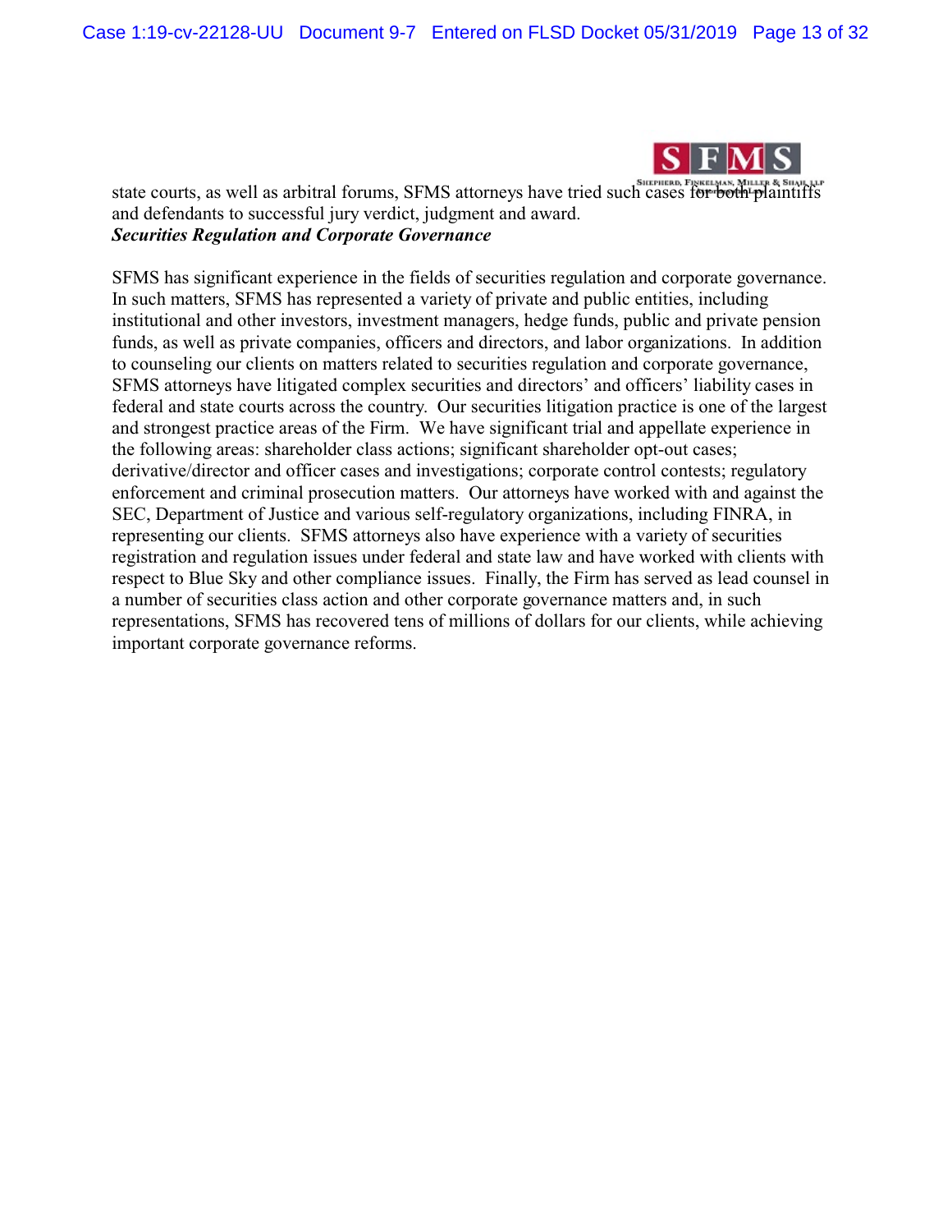state courts, as well as arbitral forums, SFMS attorneys have tried such cases for both plaintiffs and defendants to successful jury verdict, judgment and award.

***Securities Regulation and Corporate Governance***

SFMS has significant experience in the fields of securities regulation and corporate governance. In such matters, SFMS has represented a variety of private and public entities, including institutional and other investors, investment managers, hedge funds, public and private pension funds, as well as private companies, officers and directors, and labor organizations. In addition to counseling our clients on matters related to securities regulation and corporate governance, SFMS attorneys have litigated complex securities and directors' and officers' liability cases in federal and state courts across the country. Our securities litigation practice is one of the largest and strongest practice areas of the Firm. We have significant trial and appellate experience in the following areas: shareholder class actions; significant shareholder opt-out cases; derivative/director and officer cases and investigations; corporate control contests; regulatory enforcement and criminal prosecution matters. Our attorneys have worked with and against the SEC, Department of Justice and various self-regulatory organizations, including FINRA, in representing our clients. SFMS attorneys also have experience with a variety of securities registration and regulation issues under federal and state law and have worked with clients with respect to Blue Sky and other compliance issues. Finally, the Firm has served as lead counsel in a number of securities class action and other corporate governance matters and, in such representations, SFMS has recovered tens of millions of dollars for our clients, while achieving important corporate governance reforms.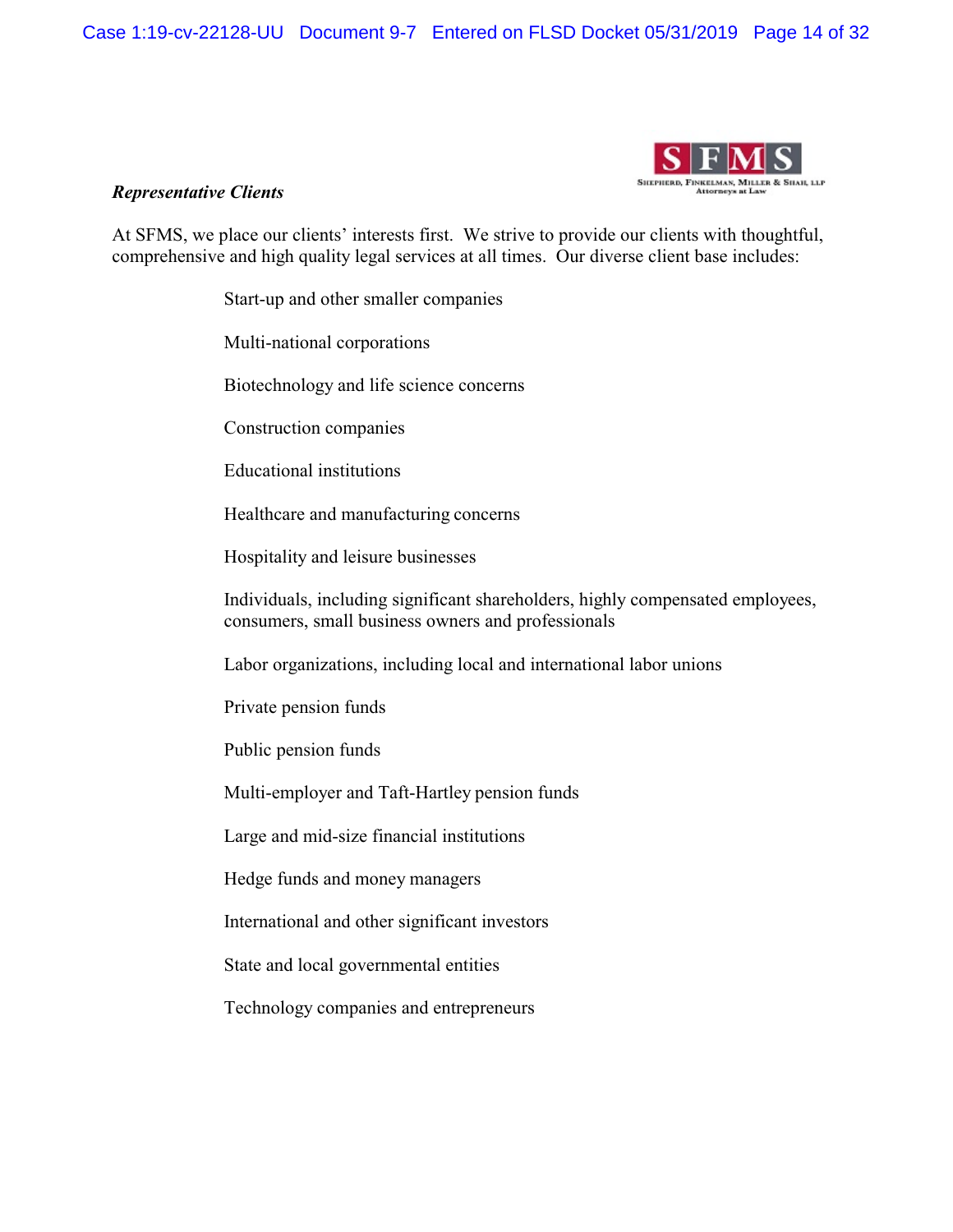SFMS

Shepherd, Finkelman, Miller & Shah, LLP
Attorneys at Law

***Representative Clients***

At SFMS, we place our clients' interests first. We strive to provide our clients with thoughtful, comprehensive and high quality legal services at all times. Our diverse client base includes:

Start-up and other smaller companies

Multi-national corporations

Biotechnology and life science concerns

Construction companies

Educational institutions

Healthcare and manufacturing concerns

Hospitality and leisure businesses

Individuals, including significant shareholders, highly compensated employees, consumers, small business owners and professionals

Labor organizations, including local and international labor unions

Private pension funds

Public pension funds

Multi-employer and Taft-Hartley pension funds

Large and mid-size financial institutions

Hedge funds and money managers

International and other significant investors

State and local governmental entities

Technology companies and entrepreneurs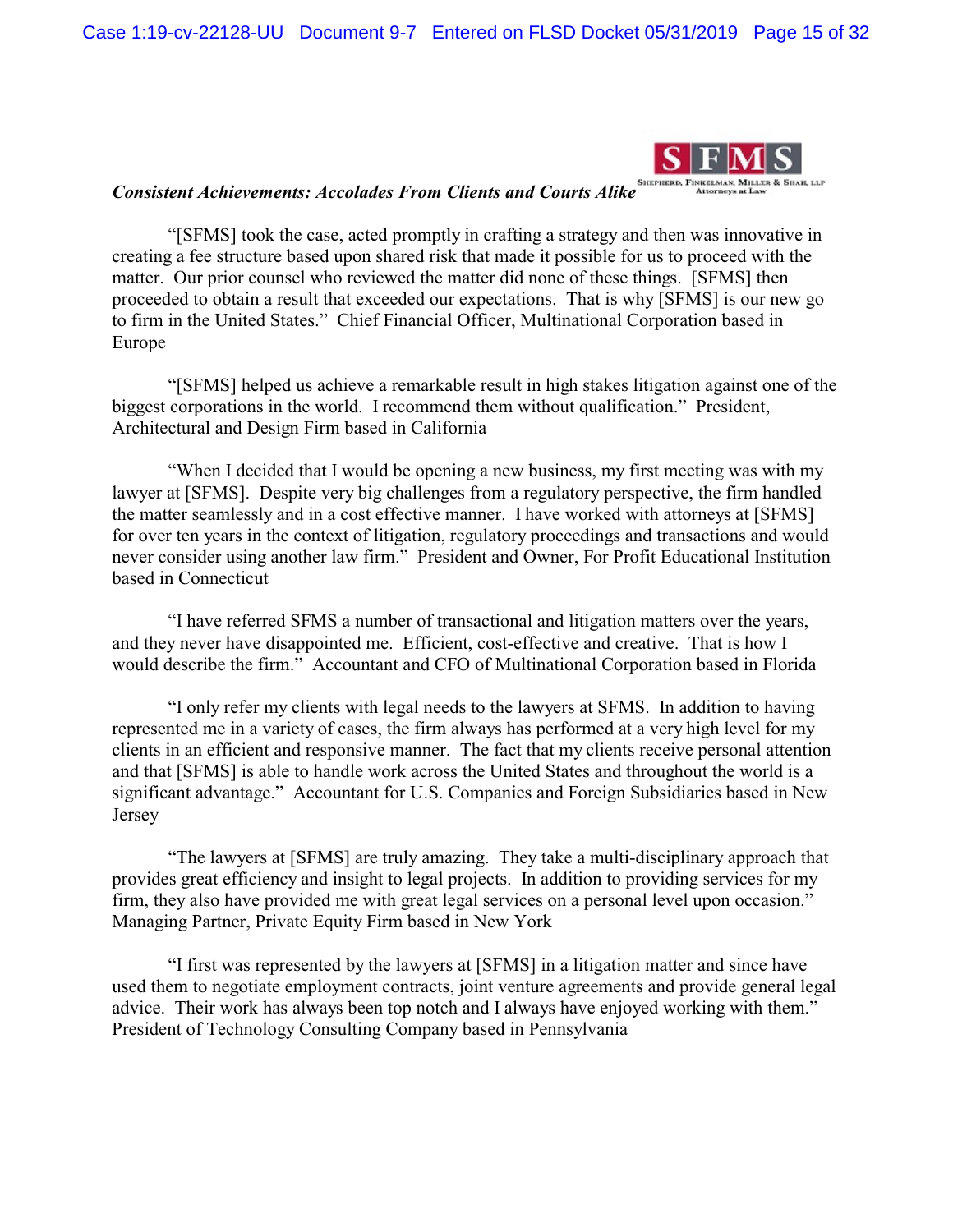***Consistent Achievements: Accolades From Clients and Courts Alike***

"[SFMS] took the case, acted promptly in crafting a strategy and then was innovative in creating a fee structure based upon shared risk that made it possible for us to proceed with the matter. Our prior counsel who reviewed the matter did none of these things. [SFMS] then proceeded to obtain a result that exceeded our expectations. That is why [SFMS] is our new go to firm in the United States." Chief Financial Officer, Multinational Corporation based in Europe

"[SFMS] helped us achieve a remarkable result in high stakes litigation against one of the biggest corporations in the world. I recommend them without qualification." President, Architectural and Design Firm based in California

"When I decided that I would be opening a new business, my first meeting was with my lawyer at [SFMS]. Despite very big challenges from a regulatory perspective, the firm handled the matter seamlessly and in a cost effective manner. I have worked with attorneys at [SFMS] for over ten years in the context of litigation, regulatory proceedings and transactions and would never consider using another law firm." President and Owner, For Profit Educational Institution based in Connecticut

"I have referred SFMS a number of transactional and litigation matters over the years, and they never have disappointed me. Efficient, cost-effective and creative. That is how I would describe the firm." Accountant and CFO of Multinational Corporation based in Florida

"I only refer my clients with legal needs to the lawyers at SFMS. In addition to having represented me in a variety of cases, the firm always has performed at a very high level for my clients in an efficient and responsive manner. The fact that my clients receive personal attention and that [SFMS] is able to handle work across the United States and throughout the world is a significant advantage." Accountant for U.S. Companies and Foreign Subsidiaries based in New Jersey

"The lawyers at [SFMS] are truly amazing. They take a multi-disciplinary approach that provides great efficiency and insight to legal projects. In addition to providing services for my firm, they also have provided me with great legal services on a personal level upon occasion." Managing Partner, Private Equity Firm based in New York

"I first was represented by the lawyers at [SFMS] in a litigation matter and since have used them to negotiate employment contracts, joint venture agreements and provide general legal advice. Their work has always been top notch and I always have enjoyed working with them." President of Technology Consulting Company based in Pennsylvania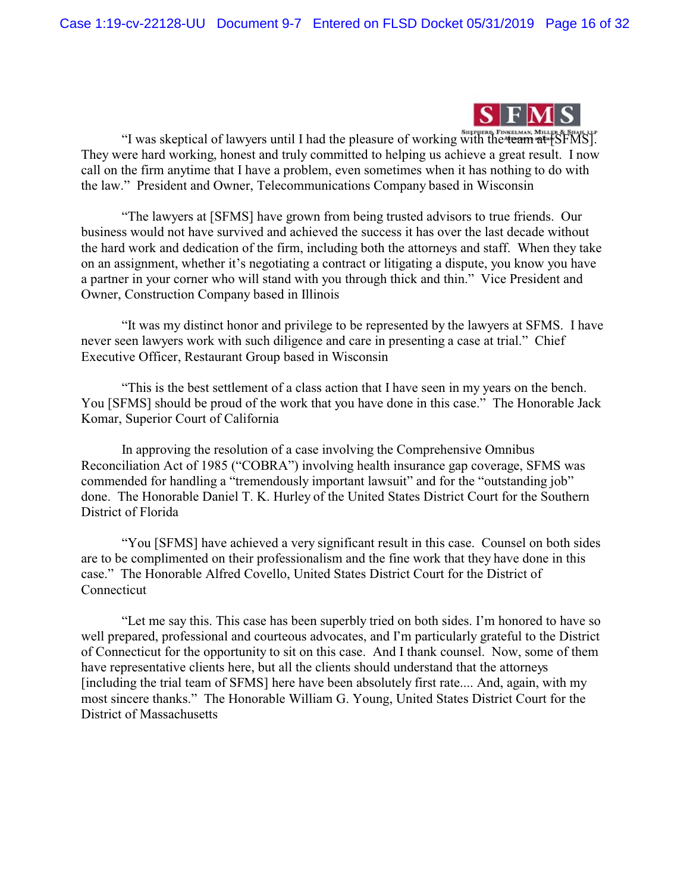"I was skeptical of lawyers until I had the pleasure of working with the team at [SFMS]. They were hard working, honest and truly committed to helping us achieve a great result. I now call on the firm anytime that I have a problem, even sometimes when it has nothing to do with the law." President and Owner, Telecommunications Company based in Wisconsin

"The lawyers at [SFMS] have grown from being trusted advisors to true friends. Our business would not have survived and achieved the success it has over the last decade without the hard work and dedication of the firm, including both the attorneys and staff. When they take on an assignment, whether it's negotiating a contract or litigating a dispute, you know you have a partner in your corner who will stand with you through thick and thin." Vice President and Owner, Construction Company based in Illinois

"It was my distinct honor and privilege to be represented by the lawyers at SFMS. I have never seen lawyers work with such diligence and care in presenting a case at trial." Chief Executive Officer, Restaurant Group based in Wisconsin

"This is the best settlement of a class action that I have seen in my years on the bench. You [SFMS] should be proud of the work that you have done in this case." The Honorable Jack Komar, Superior Court of California

In approving the resolution of a case involving the Comprehensive Omnibus Reconciliation Act of 1985 ("COBRA") involving health insurance gap coverage, SFMS was commended for handling a "tremendously important lawsuit" and for the "outstanding job" done. The Honorable Daniel T. K. Hurley of the United States District Court for the Southern District of Florida

"You [SFMS] have achieved a very significant result in this case. Counsel on both sides are to be complimented on their professionalism and the fine work that they have done in this case." The Honorable Alfred Covello, United States District Court for the District of Connecticut

"Let me say this. This case has been superbly tried on both sides. I'm honored to have so well prepared, professional and courteous advocates, and I'm particularly grateful to the District of Connecticut for the opportunity to sit on this case. And I thank counsel. Now, some of them have representative clients here, but all the clients should understand that the attorneys [including the trial team of SFMS] here have been absolutely first rate.... And, again, with my most sincere thanks." The Honorable William G. Young, United States District Court for the District of Massachusetts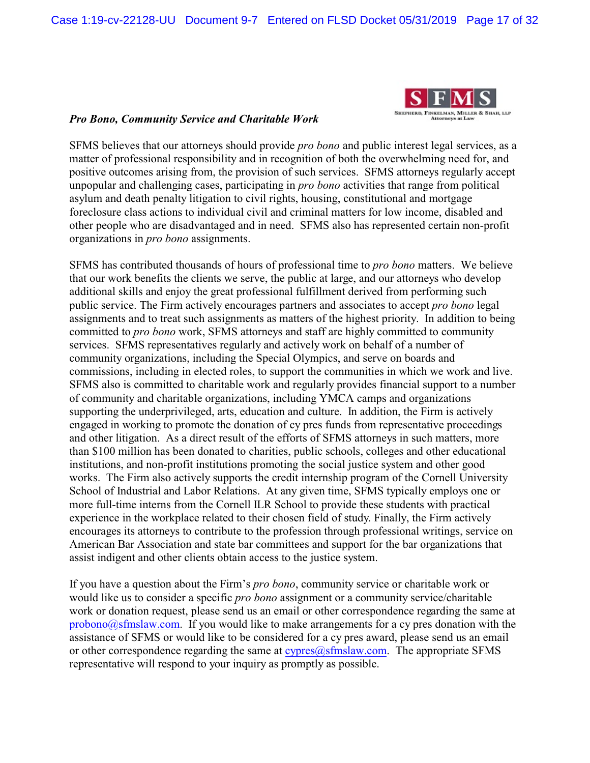### *Pro Bono, Community Service and Charitable Work*

SFMS believes that our attorneys should provide *pro bono* and public interest legal services, as a matter of professional responsibility and in recognition of both the overwhelming need for, and positive outcomes arising from, the provision of such services. SFMS attorneys regularly accept unpopular and challenging cases, participating in *pro bono* activities that range from political asylum and death penalty litigation to civil rights, housing, constitutional and mortgage foreclosure class actions to individual civil and criminal matters for low income, disabled and other people who are disadvantaged and in need. SFMS also has represented certain non-profit organizations in *pro bono* assignments.

SFMS has contributed thousands of hours of professional time to *pro bono* matters. We believe that our work benefits the clients we serve, the public at large, and our attorneys who develop additional skills and enjoy the great professional fulfillment derived from performing such public service. The Firm actively encourages partners and associates to accept *pro bono* legal assignments and to treat such assignments as matters of the highest priority. In addition to being committed to *pro bono* work, SFMS attorneys and staff are highly committed to community services. SFMS representatives regularly and actively work on behalf of a number of community organizations, including the Special Olympics, and serve on boards and commissions, including in elected roles, to support the communities in which we work and live. SFMS also is committed to charitable work and regularly provides financial support to a number of community and charitable organizations, including YMCA camps and organizations supporting the underprivileged, arts, education and culture. In addition, the Firm is actively engaged in working to promote the donation of cy pres funds from representative proceedings and other litigation. As a direct result of the efforts of SFMS attorneys in such matters, more than $100 million has been donated to charities, public schools, colleges and other educational institutions, and non-profit institutions promoting the social justice system and other good works. The Firm also actively supports the credit internship program of the Cornell University School of Industrial and Labor Relations. At any given time, SFMS typically employs one or more full-time interns from the Cornell ILR School to provide these students with practical experience in the workplace related to their chosen field of study. Finally, the Firm actively encourages its attorneys to contribute to the profession through professional writings, service on American Bar Association and state bar committees and support for the bar organizations that assist indigent and other clients obtain access to the justice system.

If you have a question about the Firm's *pro bono*, community service or charitable work or would like us to consider a specific *pro bono* assignment or a community service/charitable work or donation request, please send us an email or other correspondence regarding the same at probono@sfmslaw.com. If you would like to make arrangements for a cy pres donation with the assistance of SFMS or would like to be considered for a cy pres award, please send us an email or other correspondence regarding the same at cypres@sfmslaw.com. The appropriate SFMS representative will respond to your inquiry as promptly as possible.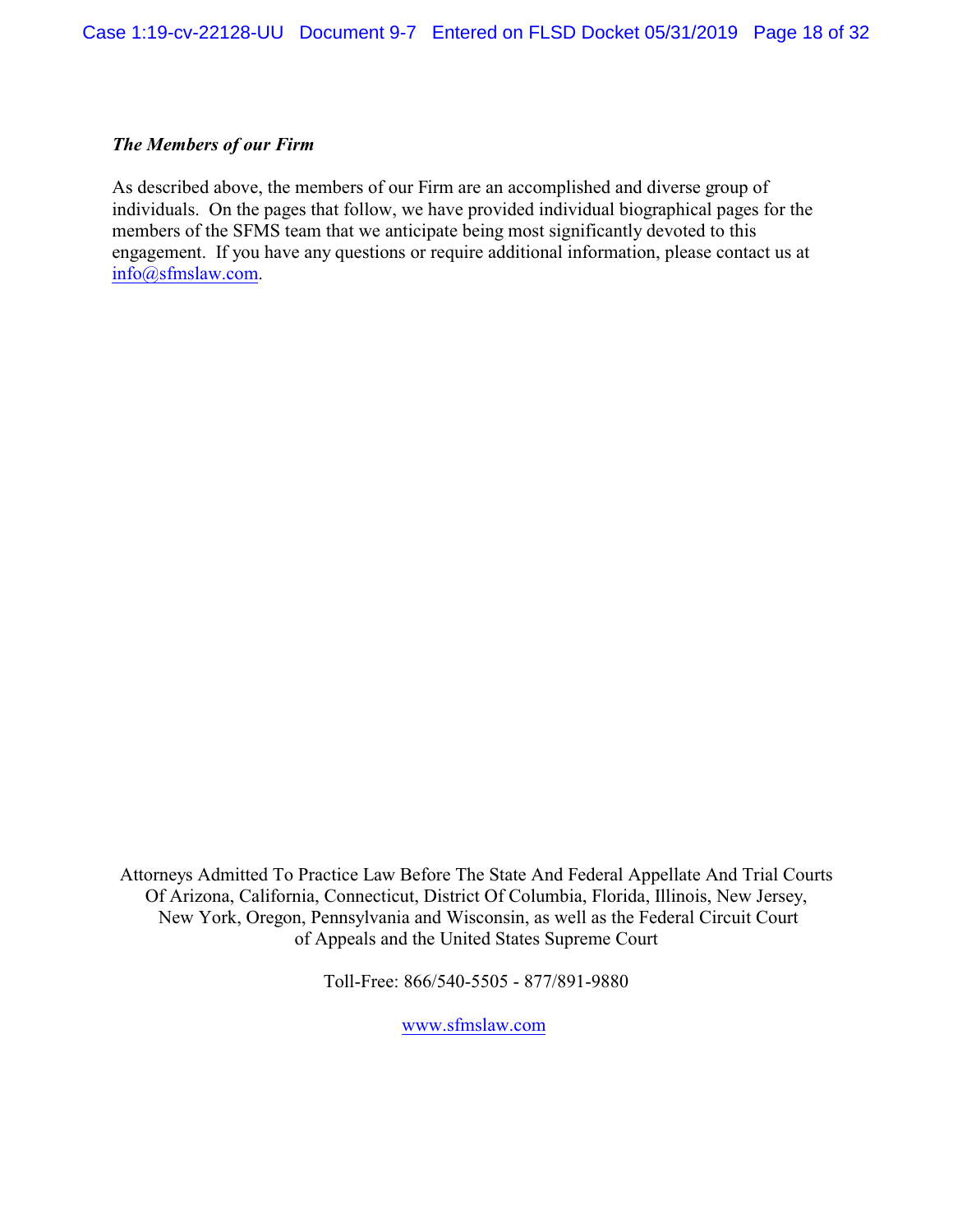***The Members of our Firm***

As described above, the members of our Firm are an accomplished and diverse group of individuals. On the pages that follow, we have provided individual biographical pages for the members of the SFMS team that we anticipate being most significantly devoted to this engagement. If you have any questions or require additional information, please contact us at info@sfmslaw.com.

Attorneys Admitted To Practice Law Before The State And Federal Appellate And Trial Courts Of Arizona, California, Connecticut, District Of Columbia, Florida, Illinois, New Jersey, New York, Oregon, Pennsylvania and Wisconsin, as well as the Federal Circuit Court of Appeals and the United States Supreme Court

Toll-Free: 866/540-5505 - 877/891-9880

www.sfmslaw.com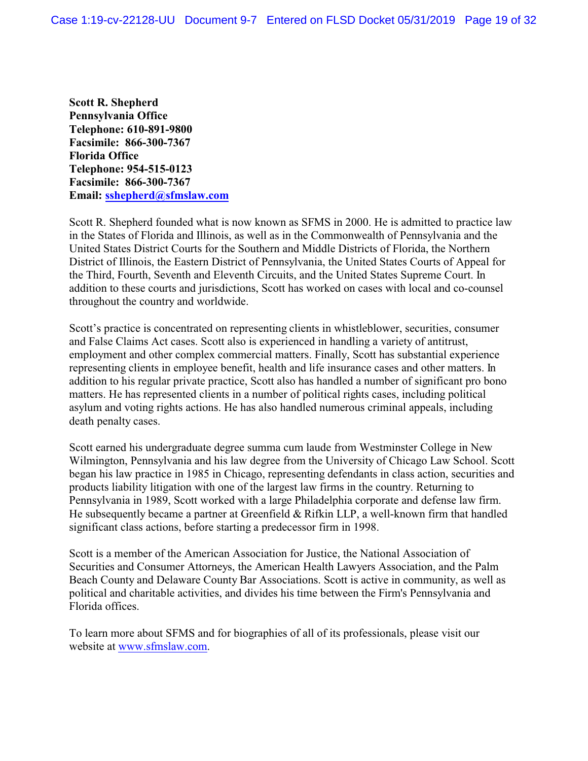**Scott R. Shepherd**
**Pennsylvania Office**
**Telephone: 610-891-9800**
**Facsimile: 866-300-7367**
**Florida Office**
**Telephone: 954-515-0123**
**Facsimile: 866-300-7367**
**Email: sshepherd@sfmslaw.com**

Scott R. Shepherd founded what is now known as SFMS in 2000. He is admitted to practice law in the States of Florida and Illinois, as well as in the Commonwealth of Pennsylvania and the United States District Courts for the Southern and Middle Districts of Florida, the Northern District of Illinois, the Eastern District of Pennsylvania, the United States Courts of Appeal for the Third, Fourth, Seventh and Eleventh Circuits, and the United States Supreme Court. In addition to these courts and jurisdictions, Scott has worked on cases with local and co-counsel throughout the country and worldwide.

Scott's practice is concentrated on representing clients in whistleblower, securities, consumer and False Claims Act cases. Scott also is experienced in handling a variety of antitrust, employment and other complex commercial matters. Finally, Scott has substantial experience representing clients in employee benefit, health and life insurance cases and other matters. In addition to his regular private practice, Scott also has handled a number of significant pro bono matters. He has represented clients in a number of political rights cases, including political asylum and voting rights actions. He has also handled numerous criminal appeals, including death penalty cases.

Scott earned his undergraduate degree summa cum laude from Westminster College in New Wilmington, Pennsylvania and his law degree from the University of Chicago Law School. Scott began his law practice in 1985 in Chicago, representing defendants in class action, securities and products liability litigation with one of the largest law firms in the country. Returning to Pennsylvania in 1989, Scott worked with a large Philadelphia corporate and defense law firm. He subsequently became a partner at Greenfield & Rifkin LLP, a well-known firm that handled significant class actions, before starting a predecessor firm in 1998.

Scott is a member of the American Association for Justice, the National Association of Securities and Consumer Attorneys, the American Health Lawyers Association, and the Palm Beach County and Delaware County Bar Associations. Scott is active in community, as well as political and charitable activities, and divides his time between the Firm's Pennsylvania and Florida offices.

To learn more about SFMS and for biographies of all of its professionals, please visit our website at www.sfmslaw.com.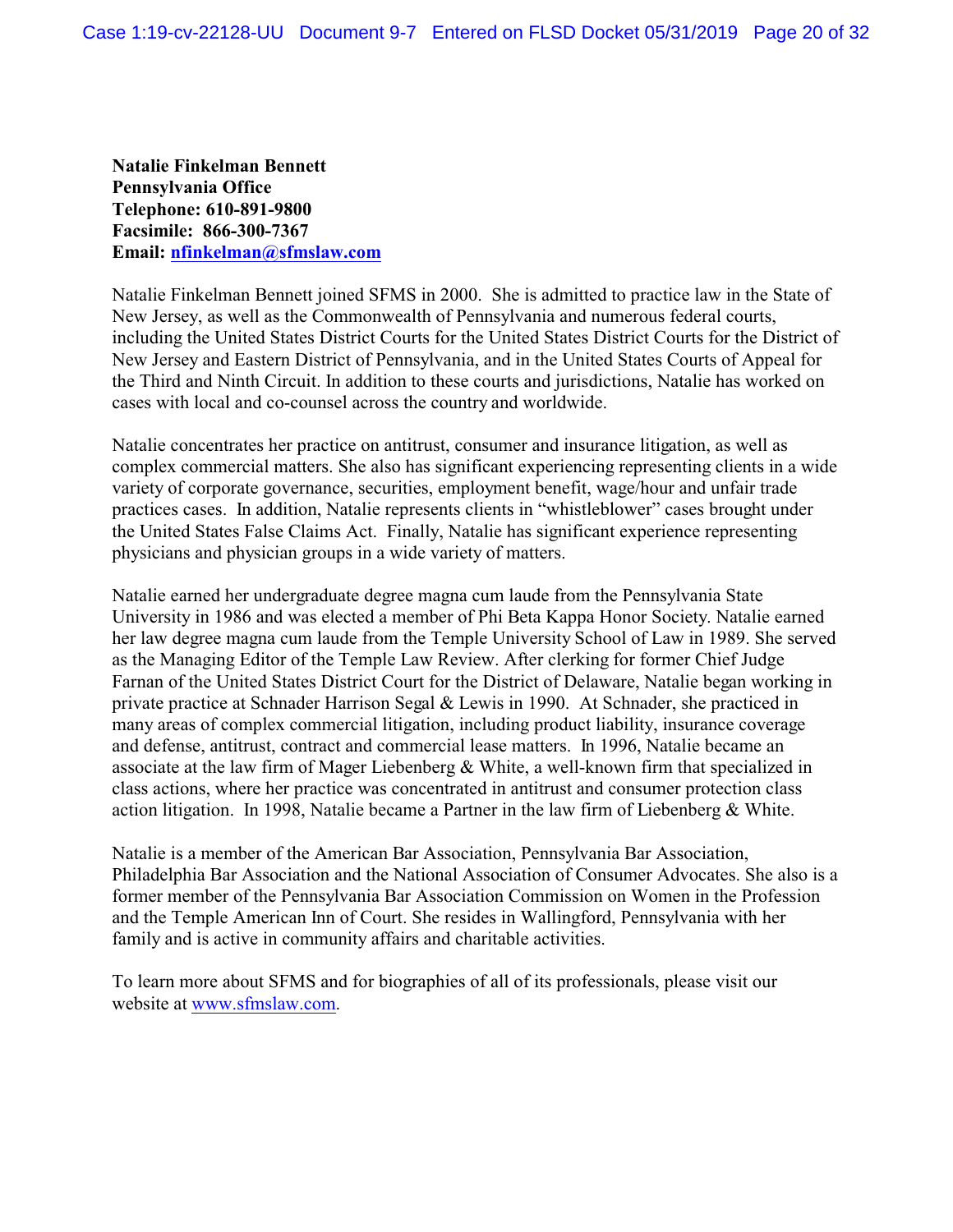**Natalie Finkelman Bennett**
**Pennsylvania Office**
**Telephone: 610-891-9800**
**Facsimile: 866-300-7367**
**Email: nfinkelman@sfmslaw.com**

Natalie Finkelman Bennett joined SFMS in 2000. She is admitted to practice law in the State of New Jersey, as well as the Commonwealth of Pennsylvania and numerous federal courts, including the United States District Courts for the United States District Courts for the District of New Jersey and Eastern District of Pennsylvania, and in the United States Courts of Appeal for the Third and Ninth Circuit. In addition to these courts and jurisdictions, Natalie has worked on cases with local and co-counsel across the country and worldwide.

Natalie concentrates her practice on antitrust, consumer and insurance litigation, as well as complex commercial matters. She also has significant experiencing representing clients in a wide variety of corporate governance, securities, employment benefit, wage/hour and unfair trade practices cases. In addition, Natalie represents clients in "whistleblower" cases brought under the United States False Claims Act. Finally, Natalie has significant experience representing physicians and physician groups in a wide variety of matters.

Natalie earned her undergraduate degree magna cum laude from the Pennsylvania State University in 1986 and was elected a member of Phi Beta Kappa Honor Society. Natalie earned her law degree magna cum laude from the Temple University School of Law in 1989. She served as the Managing Editor of the Temple Law Review. After clerking for former Chief Judge Farnan of the United States District Court for the District of Delaware, Natalie began working in private practice at Schnader Harrison Segal & Lewis in 1990. At Schnader, she practiced in many areas of complex commercial litigation, including product liability, insurance coverage and defense, antitrust, contract and commercial lease matters. In 1996, Natalie became an associate at the law firm of Mager Liebenberg & White, a well-known firm that specialized in class actions, where her practice was concentrated in antitrust and consumer protection class action litigation. In 1998, Natalie became a Partner in the law firm of Liebenberg & White.

Natalie is a member of the American Bar Association, Pennsylvania Bar Association, Philadelphia Bar Association and the National Association of Consumer Advocates. She also is a former member of the Pennsylvania Bar Association Commission on Women in the Profession and the Temple American Inn of Court. She resides in Wallingford, Pennsylvania with her family and is active in community affairs and charitable activities.

To learn more about SFMS and for biographies of all of its professionals, please visit our website at www.sfmslaw.com.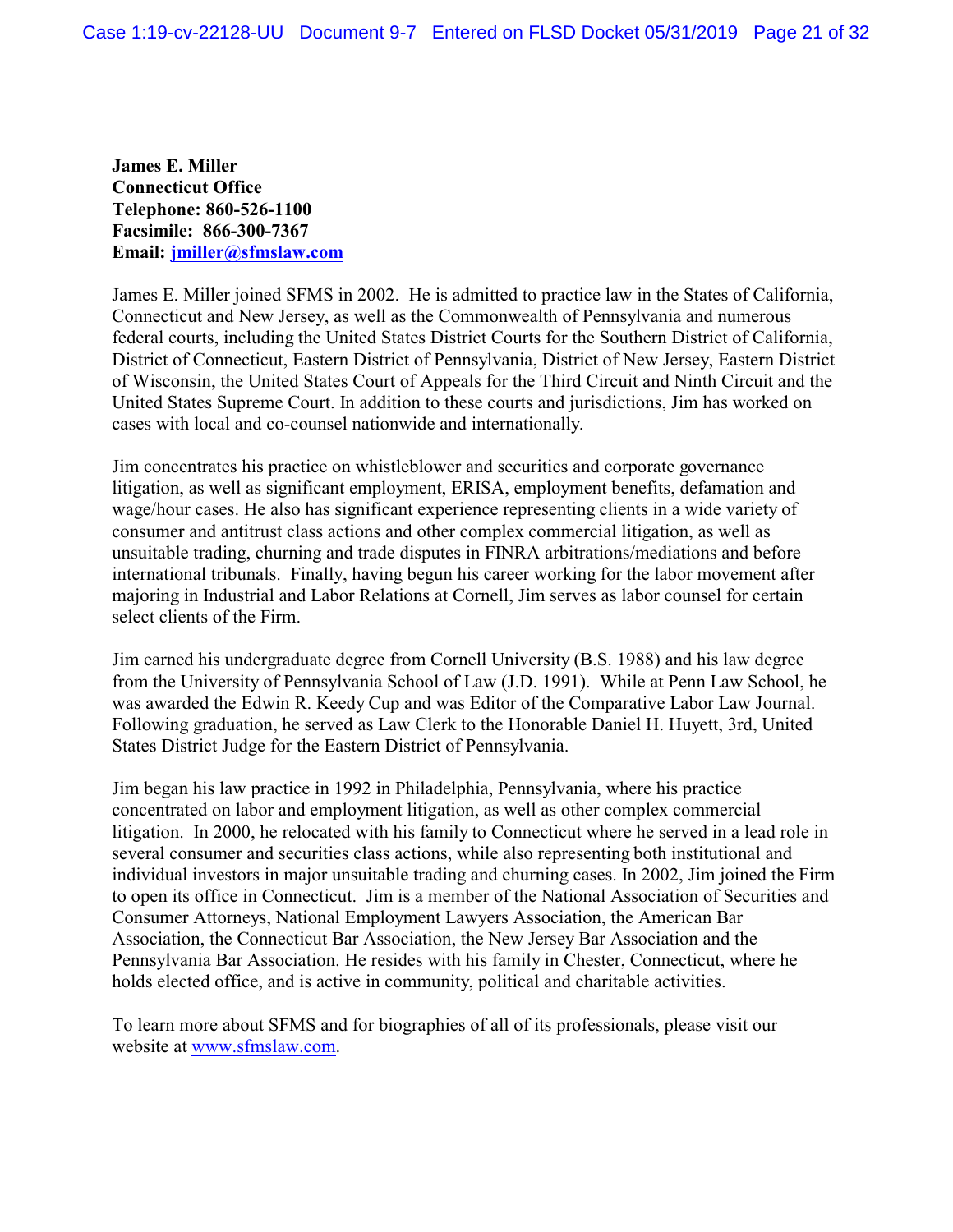**James E. Miller**
**Connecticut Office**
**Telephone: 860-526-1100**
**Facsimile: 866-300-7367**
**Email: jmiller@sfmslaw.com**

James E. Miller joined SFMS in 2002. He is admitted to practice law in the States of California, Connecticut and New Jersey, as well as the Commonwealth of Pennsylvania and numerous federal courts, including the United States District Courts for the Southern District of California, District of Connecticut, Eastern District of Pennsylvania, District of New Jersey, Eastern District of Wisconsin, the United States Court of Appeals for the Third Circuit and Ninth Circuit and the United States Supreme Court. In addition to these courts and jurisdictions, Jim has worked on cases with local and co-counsel nationwide and internationally.

Jim concentrates his practice on whistleblower and securities and corporate governance litigation, as well as significant employment, ERISA, employment benefits, defamation and wage/hour cases. He also has significant experience representing clients in a wide variety of consumer and antitrust class actions and other complex commercial litigation, as well as unsuitable trading, churning and trade disputes in FINRA arbitrations/mediations and before international tribunals. Finally, having begun his career working for the labor movement after majoring in Industrial and Labor Relations at Cornell, Jim serves as labor counsel for certain select clients of the Firm.

Jim earned his undergraduate degree from Cornell University (B.S. 1988) and his law degree from the University of Pennsylvania School of Law (J.D. 1991). While at Penn Law School, he was awarded the Edwin R. Keedy Cup and was Editor of the Comparative Labor Law Journal. Following graduation, he served as Law Clerk to the Honorable Daniel H. Huyett, 3rd, United States District Judge for the Eastern District of Pennsylvania.

Jim began his law practice in 1992 in Philadelphia, Pennsylvania, where his practice concentrated on labor and employment litigation, as well as other complex commercial litigation. In 2000, he relocated with his family to Connecticut where he served in a lead role in several consumer and securities class actions, while also representing both institutional and individual investors in major unsuitable trading and churning cases. In 2002, Jim joined the Firm to open its office in Connecticut. Jim is a member of the National Association of Securities and Consumer Attorneys, National Employment Lawyers Association, the American Bar Association, the Connecticut Bar Association, the New Jersey Bar Association and the Pennsylvania Bar Association. He resides with his family in Chester, Connecticut, where he holds elected office, and is active in community, political and charitable activities.

To learn more about SFMS and for biographies of all of its professionals, please visit our website at www.sfmslaw.com.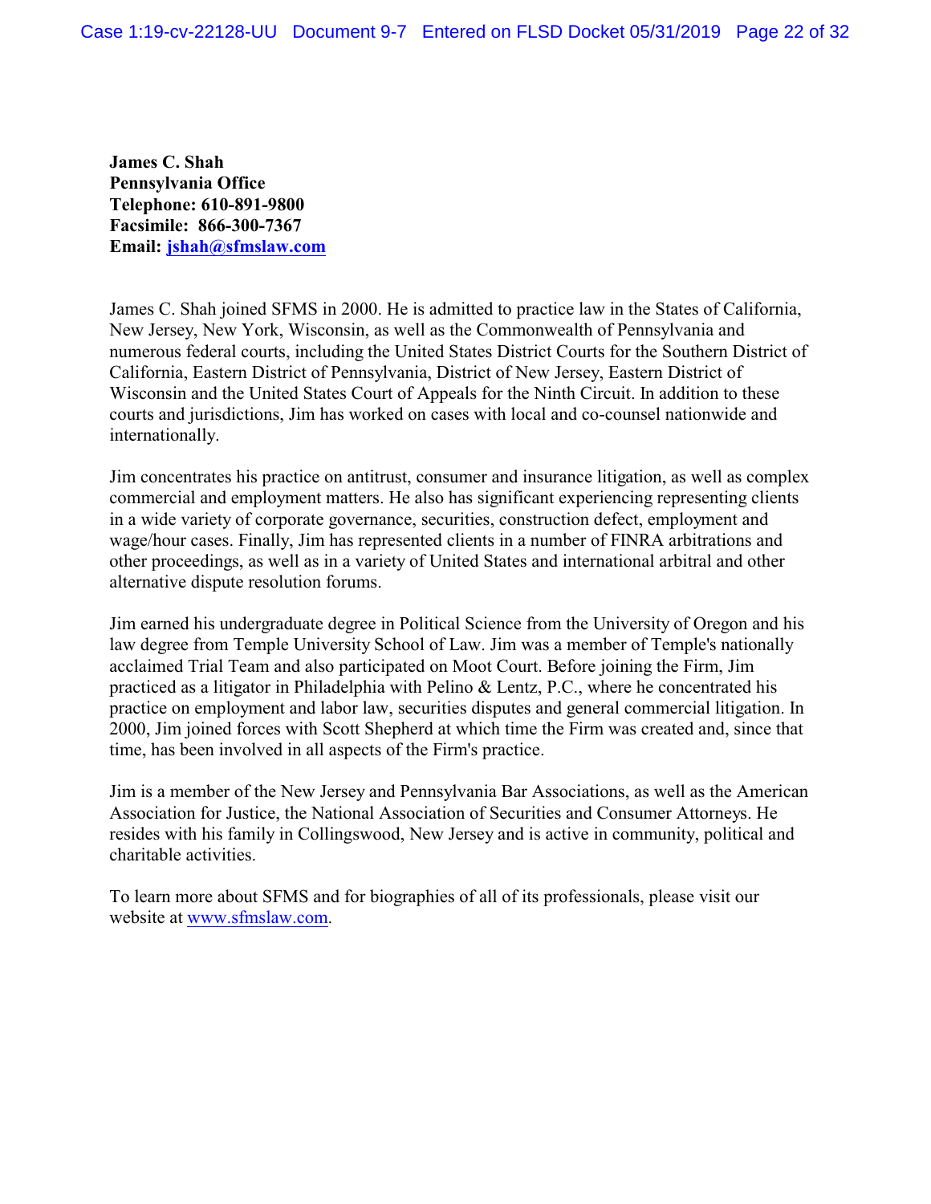**James C. Shah**
**Pennsylvania Office**
**Telephone: 610-891-9800**
**Facsimile: 866-300-7367**
**Email: jshah@sfmslaw.com**

James C. Shah joined SFMS in 2000. He is admitted to practice law in the States of California, New Jersey, New York, Wisconsin, as well as the Commonwealth of Pennsylvania and numerous federal courts, including the United States District Courts for the Southern District of California, Eastern District of Pennsylvania, District of New Jersey, Eastern District of Wisconsin and the United States Court of Appeals for the Ninth Circuit. In addition to these courts and jurisdictions, Jim has worked on cases with local and co-counsel nationwide and internationally.

Jim concentrates his practice on antitrust, consumer and insurance litigation, as well as complex commercial and employment matters. He also has significant experiencing representing clients in a wide variety of corporate governance, securities, construction defect, employment and wage/hour cases. Finally, Jim has represented clients in a number of FINRA arbitrations and other proceedings, as well as in a variety of United States and international arbitral and other alternative dispute resolution forums.

Jim earned his undergraduate degree in Political Science from the University of Oregon and his law degree from Temple University School of Law. Jim was a member of Temple's nationally acclaimed Trial Team and also participated on Moot Court. Before joining the Firm, Jim practiced as a litigator in Philadelphia with Pelino & Lentz, P.C., where he concentrated his practice on employment and labor law, securities disputes and general commercial litigation. In 2000, Jim joined forces with Scott Shepherd at which time the Firm was created and, since that time, has been involved in all aspects of the Firm's practice.

Jim is a member of the New Jersey and Pennsylvania Bar Associations, as well as the American Association for Justice, the National Association of Securities and Consumer Attorneys. He resides with his family in Collingswood, New Jersey and is active in community, political and charitable activities.

To learn more about SFMS and for biographies of all of its professionals, please visit our website at www.sfmslaw.com.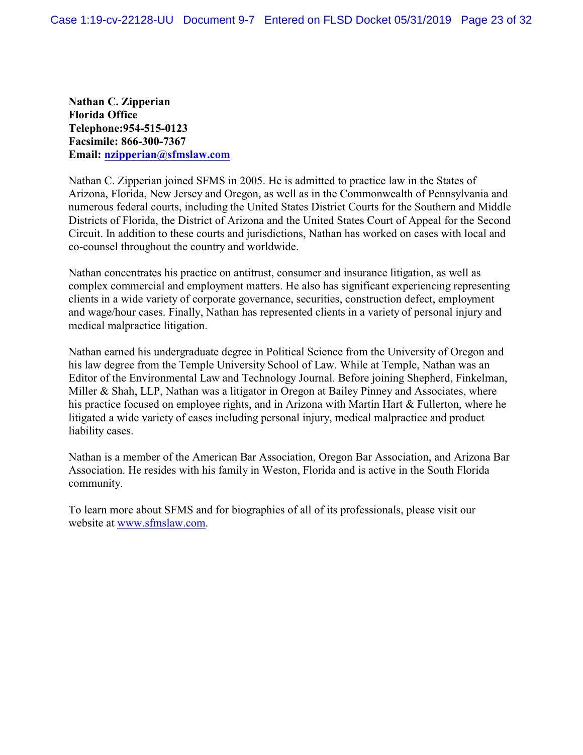**Nathan C. Zipperian**
**Florida Office**
**Telephone:954-515-0123**
**Facsimile: 866-300-7367**
**Email: nzipperian@sfmslaw.com**

Nathan C. Zipperian joined SFMS in 2005. He is admitted to practice law in the States of Arizona, Florida, New Jersey and Oregon, as well as in the Commonwealth of Pennsylvania and numerous federal courts, including the United States District Courts for the Southern and Middle Districts of Florida, the District of Arizona and the United States Court of Appeal for the Second Circuit. In addition to these courts and jurisdictions, Nathan has worked on cases with local and co-counsel throughout the country and worldwide.

Nathan concentrates his practice on antitrust, consumer and insurance litigation, as well as complex commercial and employment matters. He also has significant experiencing representing clients in a wide variety of corporate governance, securities, construction defect, employment and wage/hour cases. Finally, Nathan has represented clients in a variety of personal injury and medical malpractice litigation.

Nathan earned his undergraduate degree in Political Science from the University of Oregon and his law degree from the Temple University School of Law. While at Temple, Nathan was an Editor of the Environmental Law and Technology Journal. Before joining Shepherd, Finkelman, Miller & Shah, LLP, Nathan was a litigator in Oregon at Bailey Pinney and Associates, where his practice focused on employee rights, and in Arizona with Martin Hart & Fullerton, where he litigated a wide variety of cases including personal injury, medical malpractice and product liability cases.

Nathan is a member of the American Bar Association, Oregon Bar Association, and Arizona Bar Association. He resides with his family in Weston, Florida and is active in the South Florida community.

To learn more about SFMS and for biographies of all of its professionals, please visit our website at www.sfmslaw.com.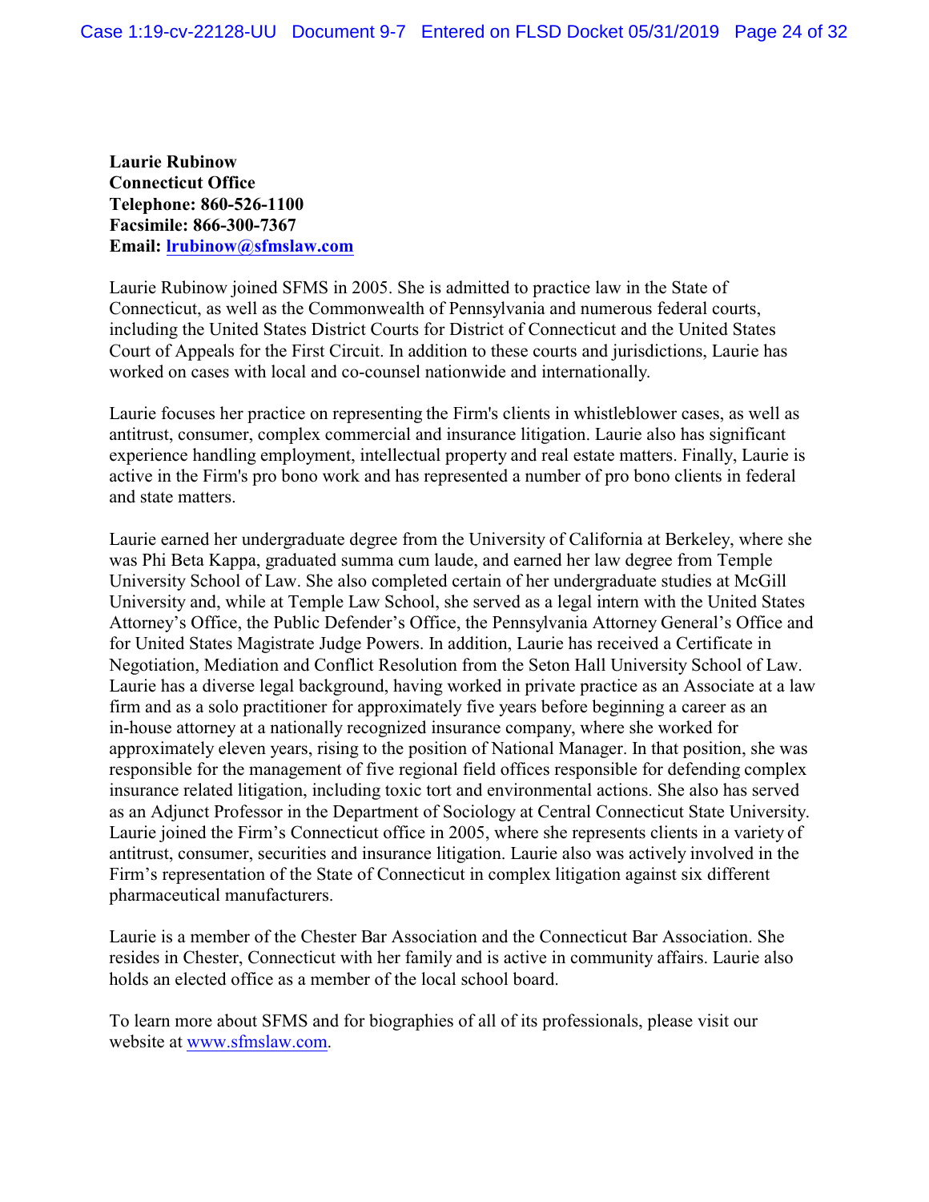**Laurie Rubinow**
**Connecticut Office**
**Telephone: 860-526-1100**
**Facsimile: 866-300-7367**
**Email: lrubinow@sfmslaw.com**

Laurie Rubinow joined SFMS in 2005. She is admitted to practice law in the State of Connecticut, as well as the Commonwealth of Pennsylvania and numerous federal courts, including the United States District Courts for District of Connecticut and the United States Court of Appeals for the First Circuit. In addition to these courts and jurisdictions, Laurie has worked on cases with local and co-counsel nationwide and internationally.

Laurie focuses her practice on representing the Firm's clients in whistleblower cases, as well as antitrust, consumer, complex commercial and insurance litigation. Laurie also has significant experience handling employment, intellectual property and real estate matters. Finally, Laurie is active in the Firm's pro bono work and has represented a number of pro bono clients in federal and state matters.

Laurie earned her undergraduate degree from the University of California at Berkeley, where she was Phi Beta Kappa, graduated summa cum laude, and earned her law degree from Temple University School of Law. She also completed certain of her undergraduate studies at McGill University and, while at Temple Law School, she served as a legal intern with the United States Attorney's Office, the Public Defender's Office, the Pennsylvania Attorney General's Office and for United States Magistrate Judge Powers. In addition, Laurie has received a Certificate in Negotiation, Mediation and Conflict Resolution from the Seton Hall University School of Law. Laurie has a diverse legal background, having worked in private practice as an Associate at a law firm and as a solo practitioner for approximately five years before beginning a career as an in-house attorney at a nationally recognized insurance company, where she worked for approximately eleven years, rising to the position of National Manager. In that position, she was responsible for the management of five regional field offices responsible for defending complex insurance related litigation, including toxic tort and environmental actions. She also has served as an Adjunct Professor in the Department of Sociology at Central Connecticut State University. Laurie joined the Firm's Connecticut office in 2005, where she represents clients in a variety of antitrust, consumer, securities and insurance litigation. Laurie also was actively involved in the Firm's representation of the State of Connecticut in complex litigation against six different pharmaceutical manufacturers.

Laurie is a member of the Chester Bar Association and the Connecticut Bar Association. She resides in Chester, Connecticut with her family and is active in community affairs. Laurie also holds an elected office as a member of the local school board.

To learn more about SFMS and for biographies of all of its professionals, please visit our website at www.sfmslaw.com.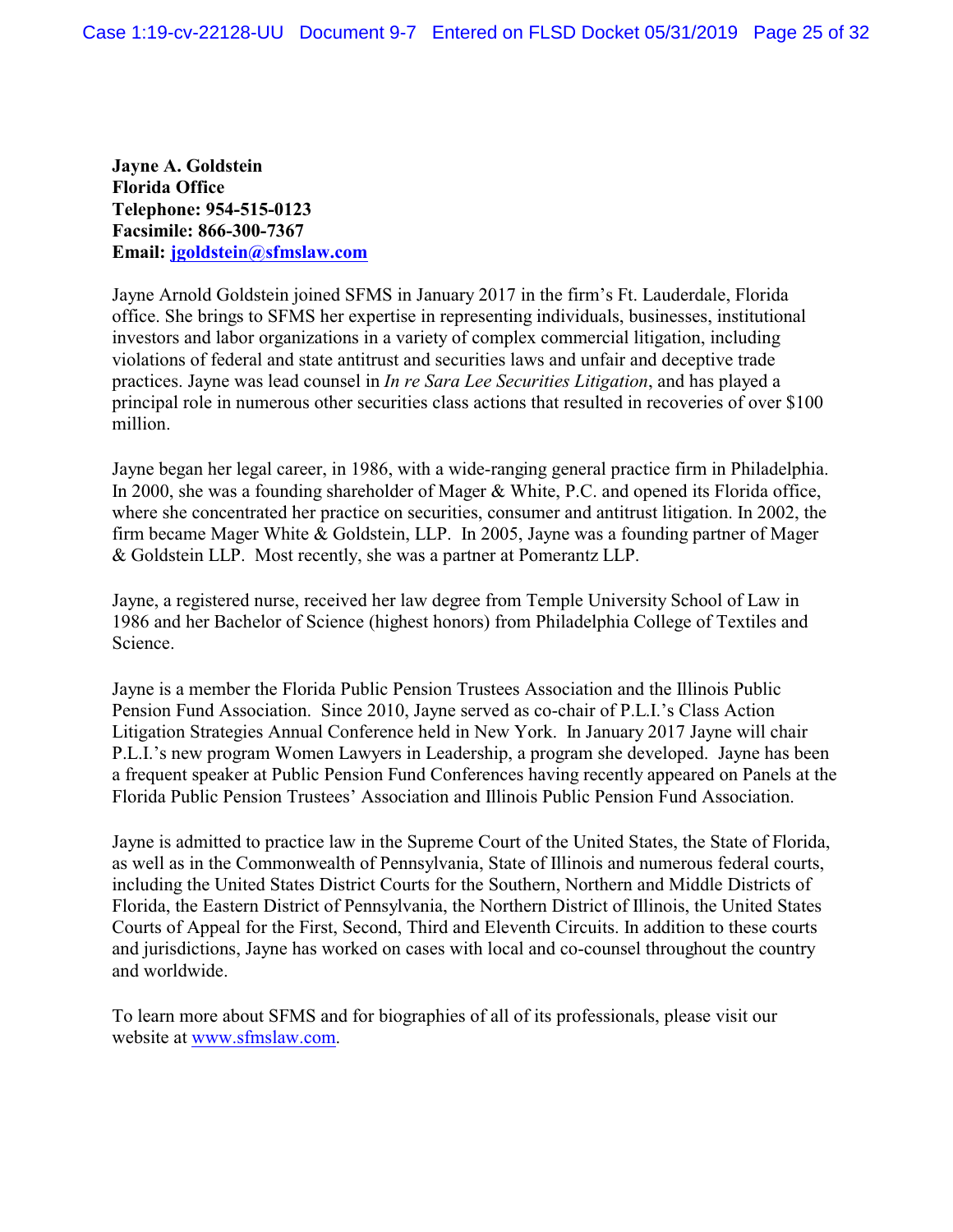**Jayne A. Goldstein**
**Florida Office**
**Telephone: 954-515-0123**
**Facsimile: 866-300-7367**
**Email: jgoldstein@sfmslaw.com**

Jayne Arnold Goldstein joined SFMS in January 2017 in the firm's Ft. Lauderdale, Florida office. She brings to SFMS her expertise in representing individuals, businesses, institutional investors and labor organizations in a variety of complex commercial litigation, including violations of federal and state antitrust and securities laws and unfair and deceptive trade practices. Jayne was lead counsel in *In re Sara Lee Securities Litigation*, and has played a principal role in numerous other securities class actions that resulted in recoveries of over $100 million.

Jayne began her legal career, in 1986, with a wide-ranging general practice firm in Philadelphia. In 2000, she was a founding shareholder of Mager & White, P.C. and opened its Florida office, where she concentrated her practice on securities, consumer and antitrust litigation. In 2002, the firm became Mager White & Goldstein, LLP. In 2005, Jayne was a founding partner of Mager & Goldstein LLP. Most recently, she was a partner at Pomerantz LLP.

Jayne, a registered nurse, received her law degree from Temple University School of Law in 1986 and her Bachelor of Science (highest honors) from Philadelphia College of Textiles and Science.

Jayne is a member the Florida Public Pension Trustees Association and the Illinois Public Pension Fund Association. Since 2010, Jayne served as co-chair of P.L.I.'s Class Action Litigation Strategies Annual Conference held in New York. In January 2017 Jayne will chair P.L.I.'s new program Women Lawyers in Leadership, a program she developed. Jayne has been a frequent speaker at Public Pension Fund Conferences having recently appeared on Panels at the Florida Public Pension Trustees' Association and Illinois Public Pension Fund Association.

Jayne is admitted to practice law in the Supreme Court of the United States, the State of Florida, as well as in the Commonwealth of Pennsylvania, State of Illinois and numerous federal courts, including the United States District Courts for the Southern, Northern and Middle Districts of Florida, the Eastern District of Pennsylvania, the Northern District of Illinois, the United States Courts of Appeal for the First, Second, Third and Eleventh Circuits. In addition to these courts and jurisdictions, Jayne has worked on cases with local and co-counsel throughout the country and worldwide.

To learn more about SFMS and for biographies of all of its professionals, please visit our website at www.sfmslaw.com.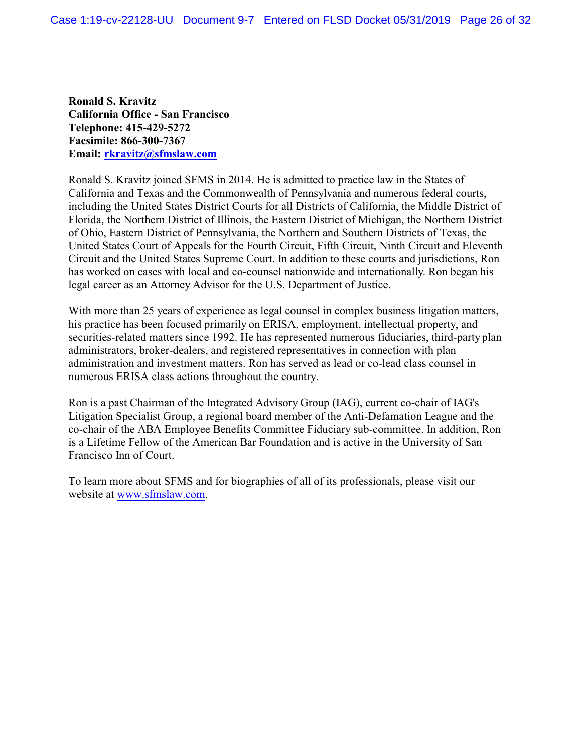**Ronald S. Kravitz**
**California Office - San Francisco**
**Telephone: 415-429-5272**
**Facsimile: 866-300-7367**
**Email: rkravitz@sfmslaw.com**

Ronald S. Kravitz joined SFMS in 2014. He is admitted to practice law in the States of California and Texas and the Commonwealth of Pennsylvania and numerous federal courts, including the United States District Courts for all Districts of California, the Middle District of Florida, the Northern District of Illinois, the Eastern District of Michigan, the Northern District of Ohio, Eastern District of Pennsylvania, the Northern and Southern Districts of Texas, the United States Court of Appeals for the Fourth Circuit, Fifth Circuit, Ninth Circuit and Eleventh Circuit and the United States Supreme Court. In addition to these courts and jurisdictions, Ron has worked on cases with local and co-counsel nationwide and internationally. Ron began his legal career as an Attorney Advisor for the U.S. Department of Justice.

With more than 25 years of experience as legal counsel in complex business litigation matters, his practice has been focused primarily on ERISA, employment, intellectual property, and securities-related matters since 1992. He has represented numerous fiduciaries, third-party plan administrators, broker-dealers, and registered representatives in connection with plan administration and investment matters. Ron has served as lead or co-lead class counsel in numerous ERISA class actions throughout the country.

Ron is a past Chairman of the Integrated Advisory Group (IAG), current co-chair of IAG's Litigation Specialist Group, a regional board member of the Anti-Defamation League and the co-chair of the ABA Employee Benefits Committee Fiduciary sub-committee. In addition, Ron is a Lifetime Fellow of the American Bar Foundation and is active in the University of San Francisco Inn of Court.

To learn more about SFMS and for biographies of all of its professionals, please visit our website at www.sfmslaw.com.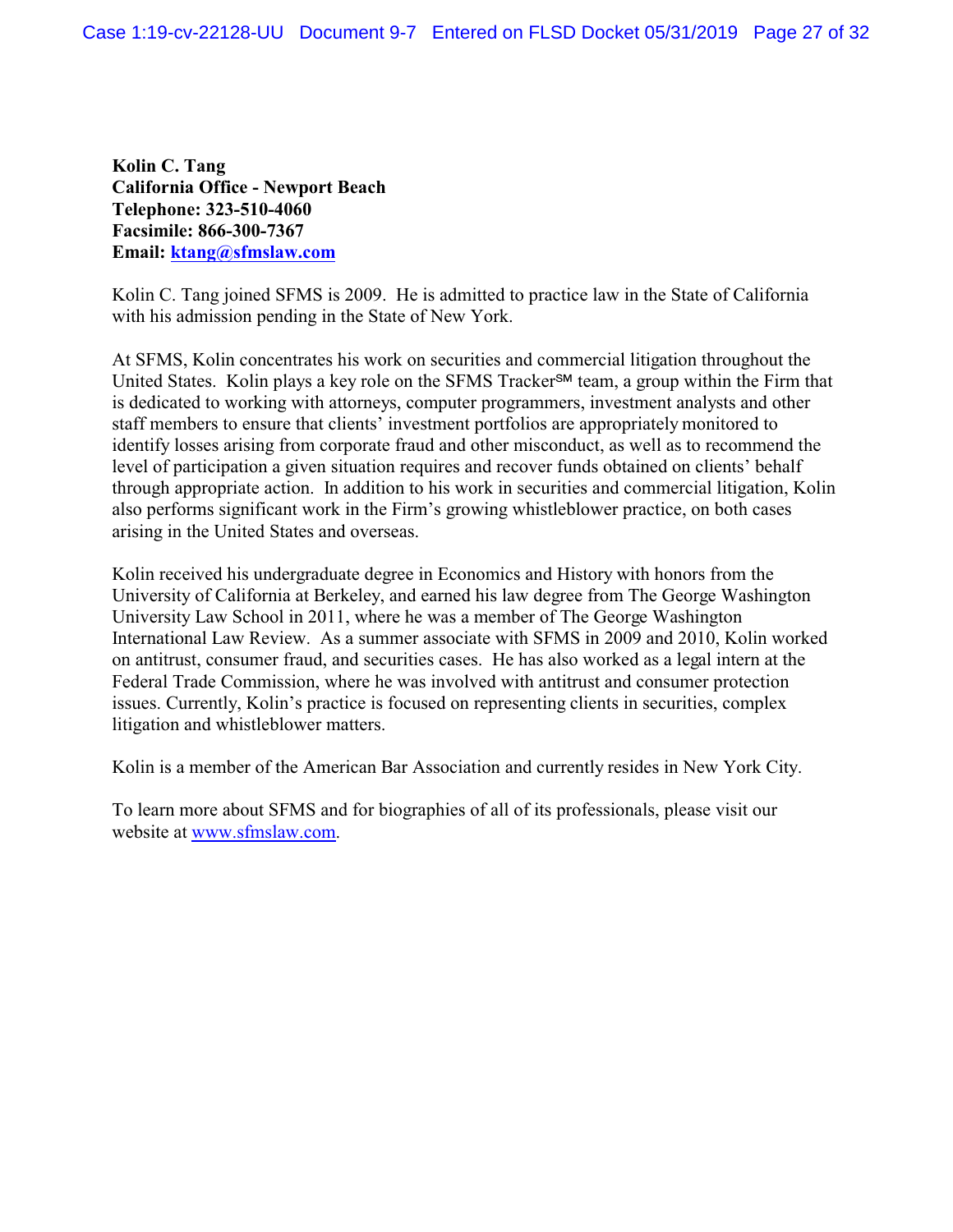**Kolin C. Tang**
**California Office - Newport Beach**
**Telephone: 323-510-4060**
**Facsimile: 866-300-7367**
**Email: ktang@sfmslaw.com**

Kolin C. Tang joined SFMS is 2009. He is admitted to practice law in the State of California with his admission pending in the State of New York.

At SFMS, Kolin concentrates his work on securities and commercial litigation throughout the United States. Kolin plays a key role on the SFMS Tracker℠ team, a group within the Firm that is dedicated to working with attorneys, computer programmers, investment analysts and other staff members to ensure that clients' investment portfolios are appropriately monitored to identify losses arising from corporate fraud and other misconduct, as well as to recommend the level of participation a given situation requires and recover funds obtained on clients' behalf through appropriate action. In addition to his work in securities and commercial litigation, Kolin also performs significant work in the Firm's growing whistleblower practice, on both cases arising in the United States and overseas.

Kolin received his undergraduate degree in Economics and History with honors from the University of California at Berkeley, and earned his law degree from The George Washington University Law School in 2011, where he was a member of The George Washington International Law Review. As a summer associate with SFMS in 2009 and 2010, Kolin worked on antitrust, consumer fraud, and securities cases. He has also worked as a legal intern at the Federal Trade Commission, where he was involved with antitrust and consumer protection issues. Currently, Kolin's practice is focused on representing clients in securities, complex litigation and whistleblower matters.

Kolin is a member of the American Bar Association and currently resides in New York City.

To learn more about SFMS and for biographies of all of its professionals, please visit our website at www.sfmslaw.com.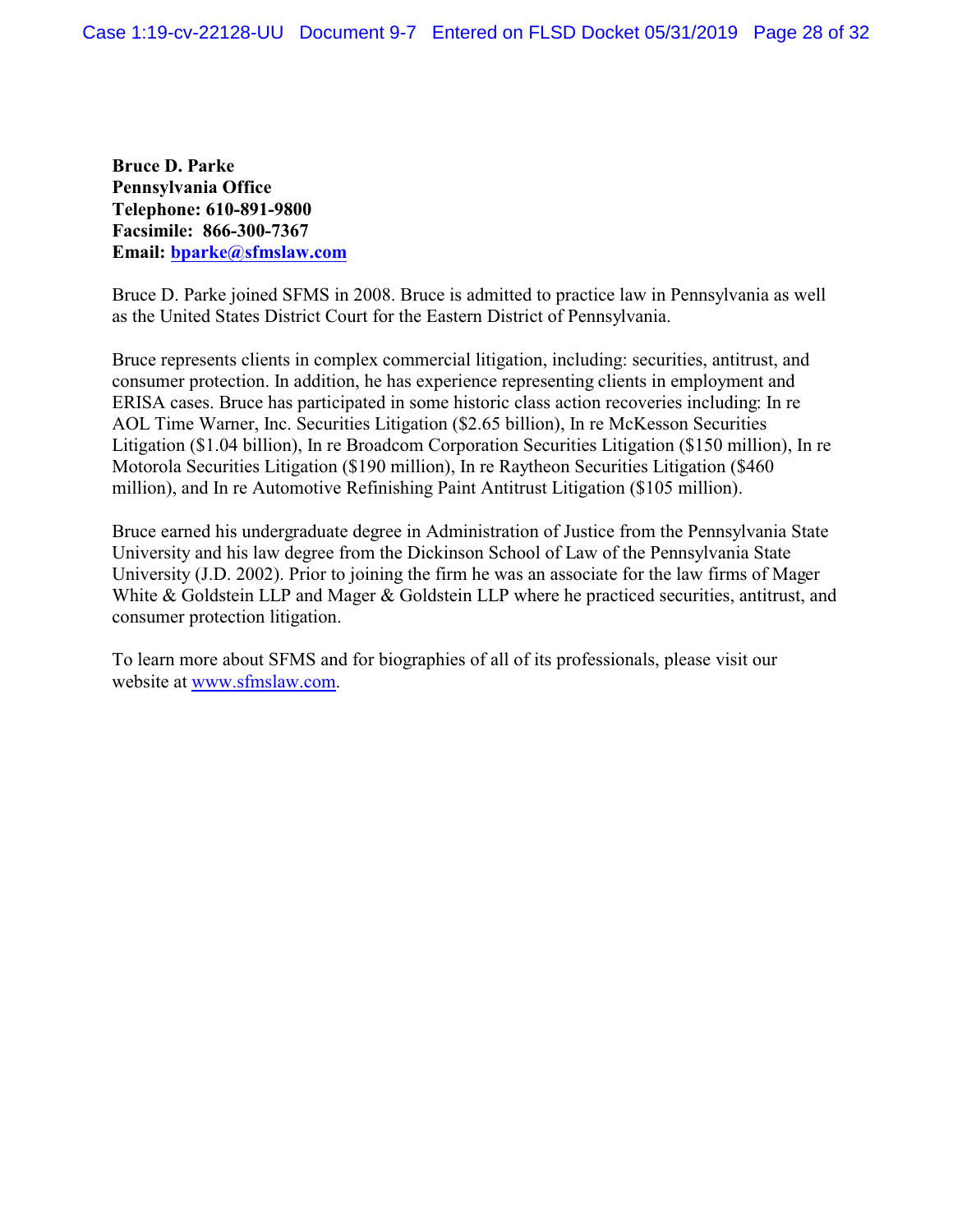**Bruce D. Parke**
**Pennsylvania Office**
**Telephone: 610-891-9800**
**Facsimile: 866-300-7367**
**Email: bparke@sfmslaw.com**

Bruce D. Parke joined SFMS in 2008. Bruce is admitted to practice law in Pennsylvania as well as the United States District Court for the Eastern District of Pennsylvania.

Bruce represents clients in complex commercial litigation, including: securities, antitrust, and consumer protection. In addition, he has experience representing clients in employment and ERISA cases. Bruce has participated in some historic class action recoveries including: In re AOL Time Warner, Inc. Securities Litigation ($2.65 billion), In re McKesson Securities Litigation ($1.04 billion), In re Broadcom Corporation Securities Litigation ($150 million), In re Motorola Securities Litigation ($190 million), In re Raytheon Securities Litigation ($460 million), and In re Automotive Refinishing Paint Antitrust Litigation ($105 million).

Bruce earned his undergraduate degree in Administration of Justice from the Pennsylvania State University and his law degree from the Dickinson School of Law of the Pennsylvania State University (J.D. 2002). Prior to joining the firm he was an associate for the law firms of Mager White & Goldstein LLP and Mager & Goldstein LLP where he practiced securities, antitrust, and consumer protection litigation.

To learn more about SFMS and for biographies of all of its professionals, please visit our website at www.sfmslaw.com.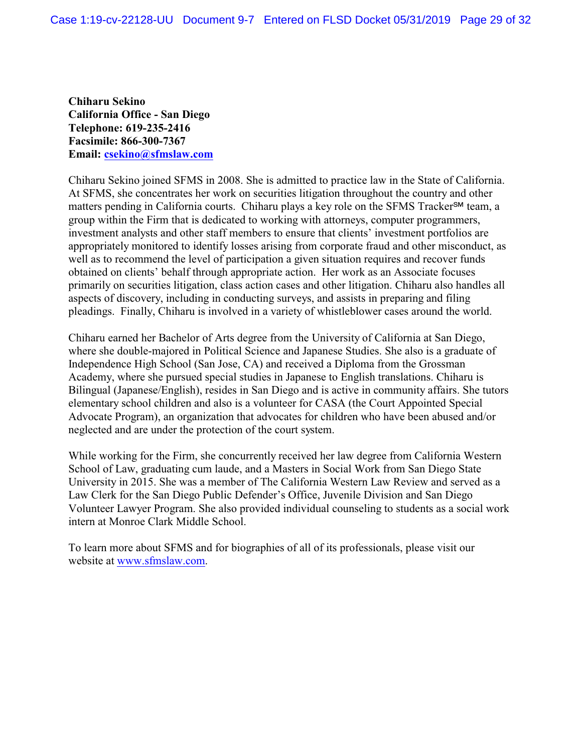**Chiharu Sekino**
**California Office - San Diego**
**Telephone: 619-235-2416**
**Facsimile: 866-300-7367**
**Email: csekino@sfmslaw.com**

Chiharu Sekino joined SFMS in 2008. She is admitted to practice law in the State of California. At SFMS, she concentrates her work on securities litigation throughout the country and other matters pending in California courts. Chiharu plays a key role on the SFMS Tracker℠ team, a group within the Firm that is dedicated to working with attorneys, computer programmers, investment analysts and other staff members to ensure that clients' investment portfolios are appropriately monitored to identify losses arising from corporate fraud and other misconduct, as well as to recommend the level of participation a given situation requires and recover funds obtained on clients' behalf through appropriate action. Her work as an Associate focuses primarily on securities litigation, class action cases and other litigation. Chiharu also handles all aspects of discovery, including in conducting surveys, and assists in preparing and filing pleadings. Finally, Chiharu is involved in a variety of whistleblower cases around the world.

Chiharu earned her Bachelor of Arts degree from the University of California at San Diego, where she double-majored in Political Science and Japanese Studies. She also is a graduate of Independence High School (San Jose, CA) and received a Diploma from the Grossman Academy, where she pursued special studies in Japanese to English translations. Chiharu is Bilingual (Japanese/English), resides in San Diego and is active in community affairs. She tutors elementary school children and also is a volunteer for CASA (the Court Appointed Special Advocate Program), an organization that advocates for children who have been abused and/or neglected and are under the protection of the court system.

While working for the Firm, she concurrently received her law degree from California Western School of Law, graduating cum laude, and a Masters in Social Work from San Diego State University in 2015. She was a member of The California Western Law Review and served as a Law Clerk for the San Diego Public Defender's Office, Juvenile Division and San Diego Volunteer Lawyer Program. She also provided individual counseling to students as a social work intern at Monroe Clark Middle School.

To learn more about SFMS and for biographies of all of its professionals, please visit our website at www.sfmslaw.com.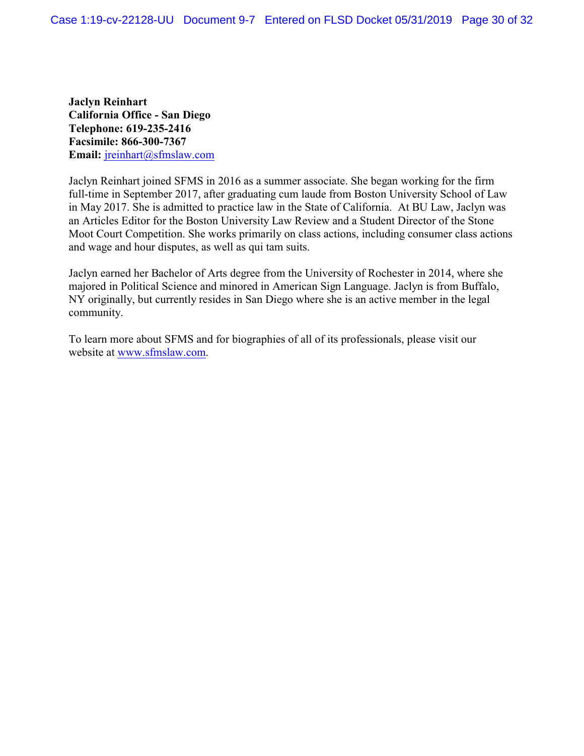**Jaclyn Reinhart**
**California Office - San Diego**
**Telephone: 619-235-2416**
**Facsimile: 866-300-7367**
**Email:** jreinhart@sfmslaw.com

Jaclyn Reinhart joined SFMS in 2016 as a summer associate. She began working for the firm full-time in September 2017, after graduating cum laude from Boston University School of Law in May 2017. She is admitted to practice law in the State of California. At BU Law, Jaclyn was an Articles Editor for the Boston University Law Review and a Student Director of the Stone Moot Court Competition. She works primarily on class actions, including consumer class actions and wage and hour disputes, as well as qui tam suits.

Jaclyn earned her Bachelor of Arts degree from the University of Rochester in 2014, where she majored in Political Science and minored in American Sign Language. Jaclyn is from Buffalo, NY originally, but currently resides in San Diego where she is an active member in the legal community.

To learn more about SFMS and for biographies of all of its professionals, please visit our website at www.sfmslaw.com.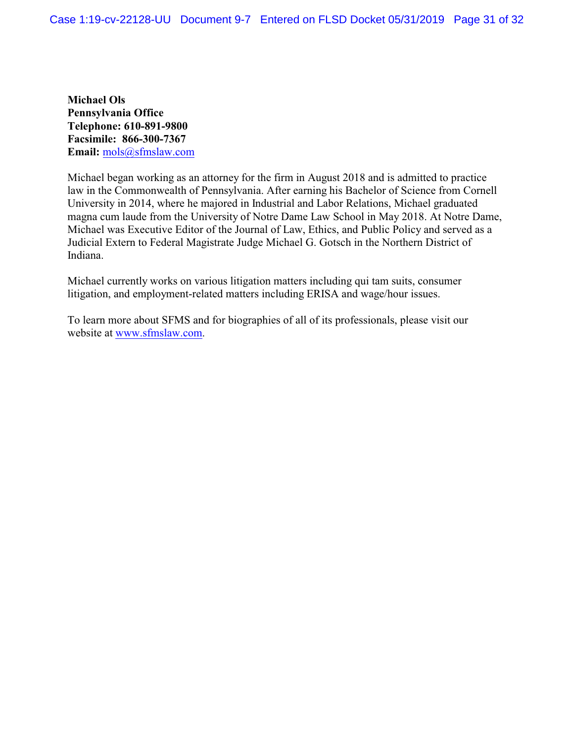**Michael Ols**
**Pennsylvania Office**
**Telephone: 610-891-9800**
**Facsimile: 866-300-7367**
**Email:** mols@sfmslaw.com

Michael began working as an attorney for the firm in August 2018 and is admitted to practice law in the Commonwealth of Pennsylvania. After earning his Bachelor of Science from Cornell University in 2014, where he majored in Industrial and Labor Relations, Michael graduated magna cum laude from the University of Notre Dame Law School in May 2018. At Notre Dame, Michael was Executive Editor of the Journal of Law, Ethics, and Public Policy and served as a Judicial Extern to Federal Magistrate Judge Michael G. Gotsch in the Northern District of Indiana.

Michael currently works on various litigation matters including qui tam suits, consumer litigation, and employment-related matters including ERISA and wage/hour issues.

To learn more about SFMS and for biographies of all of its professionals, please visit our website at www.sfmslaw.com.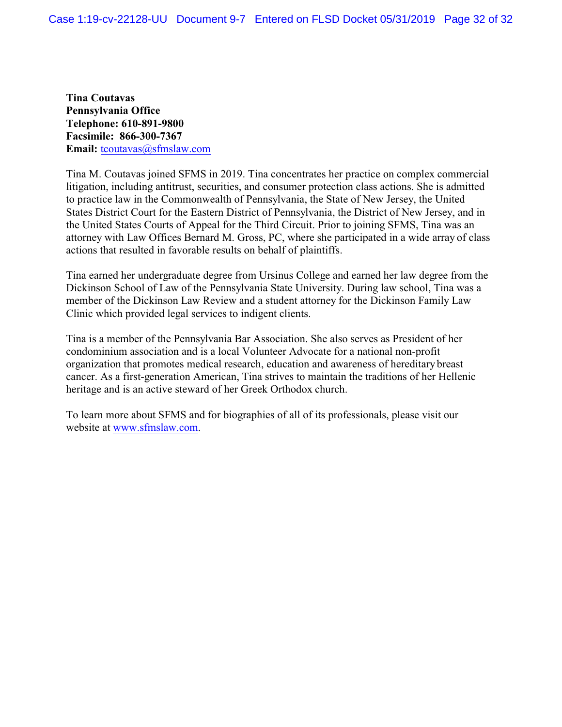**Tina Coutavas**
**Pennsylvania Office**
**Telephone: 610-891-9800**
**Facsimile: 866-300-7367**
**Email:** tcoutavas@sfmslaw.com

Tina M. Coutavas joined SFMS in 2019. Tina concentrates her practice on complex commercial litigation, including antitrust, securities, and consumer protection class actions. She is admitted to practice law in the Commonwealth of Pennsylvania, the State of New Jersey, the United States District Court for the Eastern District of Pennsylvania, the District of New Jersey, and in the United States Courts of Appeal for the Third Circuit. Prior to joining SFMS, Tina was an attorney with Law Offices Bernard M. Gross, PC, where she participated in a wide array of class actions that resulted in favorable results on behalf of plaintiffs.

Tina earned her undergraduate degree from Ursinus College and earned her law degree from the Dickinson School of Law of the Pennsylvania State University. During law school, Tina was a member of the Dickinson Law Review and a student attorney for the Dickinson Family Law Clinic which provided legal services to indigent clients.

Tina is a member of the Pennsylvania Bar Association. She also serves as President of her condominium association and is a local Volunteer Advocate for a national non-profit organization that promotes medical research, education and awareness of hereditary breast cancer. As a first-generation American, Tina strives to maintain the traditions of her Hellenic heritage and is an active steward of her Greek Orthodox church.

To learn more about SFMS and for biographies of all of its professionals, please visit our website at www.sfmslaw.com.